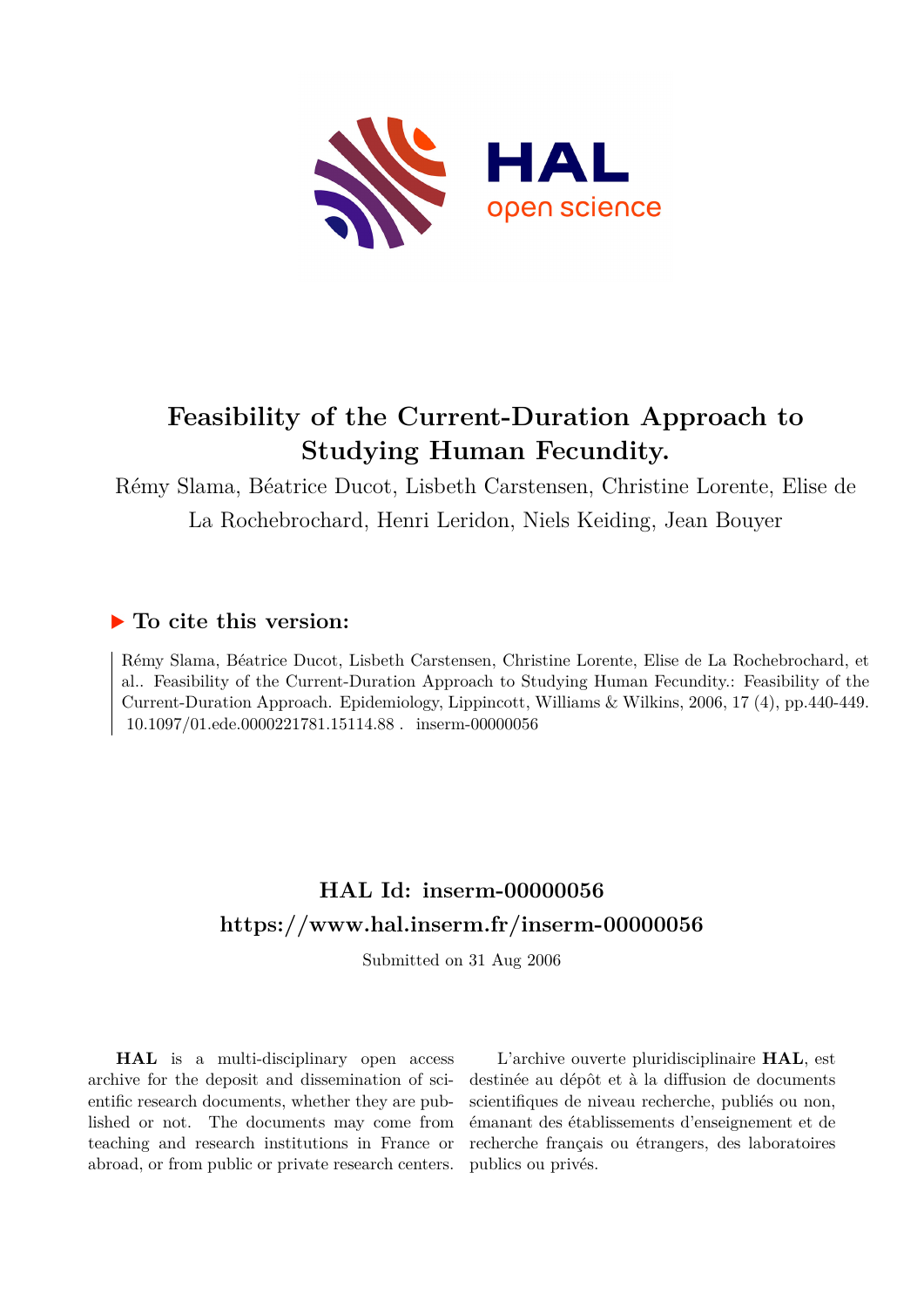# Feasibility of the Current-Duration Approach to Studying Human Fecundity.

Rémy Slama, Béatrice Ducot, Lisbeth Carstensen, Christine Lorente, Elise de La Rochebrochard, Henri Leridon, Niels Keiding, Jean Bouyer

## ▶ To cite this version:

Rémy Slama, Béatrice Ducot, Lisbeth Carstensen, Christine Lorente, Elise de La Rochebrochard, et al.. Feasibility of the Current-Duration Approach to Studying Human Fecundity.: Feasibility of the Current-Duration Approach. Epidemiology, Lippincott, Williams & Wilkins, 2006, 17 (4), pp.440-449. 10.1097/01.ede.0000221781.15114.88 . inserm-00000056

## HAL Id: inserm-00000056
## https://www.hal.inserm.fr/inserm-00000056

Submitted on 31 Aug 2006

**HAL** is a multi-disciplinary open access archive for the deposit and dissemination of scientific research documents, whether they are published or not. The documents may come from teaching and research institutions in France or abroad, or from public or private research centers.

L'archive ouverte pluridisciplinaire **HAL**, est destinée au dépôt et à la diffusion de documents scientifiques de niveau recherche, publiés ou non, émanant des établissements d'enseignement et de recherche français ou étrangers, des laboratoires publics ou privés.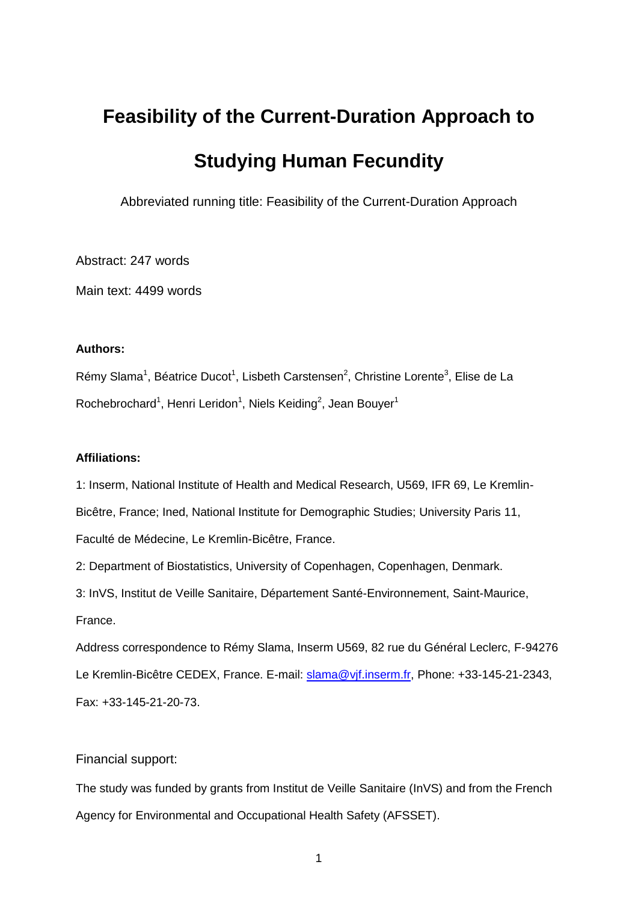# Feasibility of the Current-Duration Approach to Studying Human Fecundity

Abbreviated running title: Feasibility of the Current-Duration Approach

Abstract: 247 words

Main text: 4499 words

**Authors:**

Rémy Slama[1], Béatrice Ducot[1], Lisbeth Carstensen[2], Christine Lorente[3], Elise de La Rochebrochard[1], Henri Leridon[1], Niels Keiding[2], Jean Bouyer[1]

**Affiliations:**

1: Inserm, National Institute of Health and Medical Research, U569, IFR 69, Le Kremlin-Bicêtre, France; Ined, National Institute for Demographic Studies; University Paris 11, Faculté de Médecine, Le Kremlin-Bicêtre, France.

2: Department of Biostatistics, University of Copenhagen, Copenhagen, Denmark.

3: InVS, Institut de Veille Sanitaire, Département Santé-Environnement, Saint-Maurice, France.

Address correspondence to Rémy Slama, Inserm U569, 82 rue du Général Leclerc, F-94276 Le Kremlin-Bicêtre CEDEX, France. E-mail: slama@vjf.inserm.fr, Phone: +33-145-21-2343, Fax: +33-145-21-20-73.

Financial support:

The study was funded by grants from Institut de Veille Sanitaire (InVS) and from the French Agency for Environmental and Occupational Health Safety (AFSSET).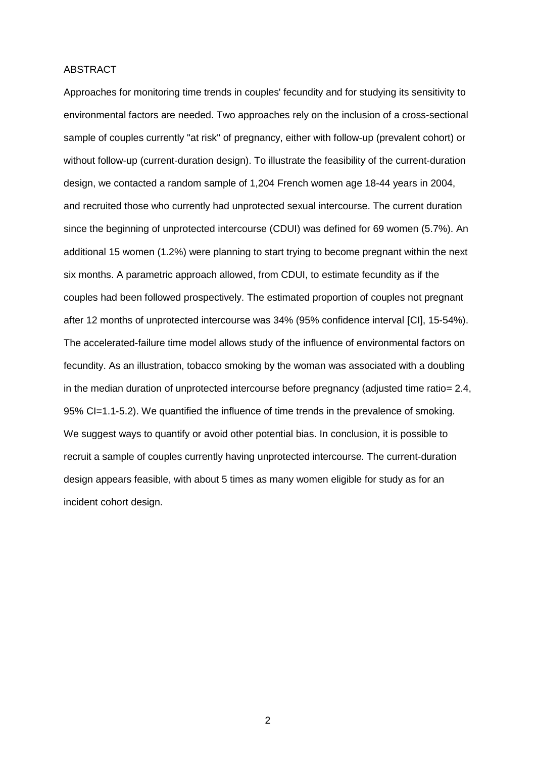## ABSTRACT

Approaches for monitoring time trends in couples' fecundity and for studying its sensitivity to environmental factors are needed. Two approaches rely on the inclusion of a cross-sectional sample of couples currently "at risk" of pregnancy, either with follow-up (prevalent cohort) or without follow-up (current-duration design). To illustrate the feasibility of the current-duration design, we contacted a random sample of 1,204 French women age 18-44 years in 2004, and recruited those who currently had unprotected sexual intercourse. The current duration since the beginning of unprotected intercourse (CDUI) was defined for 69 women (5.7%). An additional 15 women (1.2%) were planning to start trying to become pregnant within the next six months. A parametric approach allowed, from CDUI, to estimate fecundity as if the couples had been followed prospectively. The estimated proportion of couples not pregnant after 12 months of unprotected intercourse was 34% (95% confidence interval [CI], 15-54%). The accelerated-failure time model allows study of the influence of environmental factors on fecundity. As an illustration, tobacco smoking by the woman was associated with a doubling in the median duration of unprotected intercourse before pregnancy (adjusted time ratio= 2.4, 95% CI=1.1-5.2). We quantified the influence of time trends in the prevalence of smoking. We suggest ways to quantify or avoid other potential bias. In conclusion, it is possible to recruit a sample of couples currently having unprotected intercourse. The current-duration design appears feasible, with about 5 times as many women eligible for study as for an incident cohort design.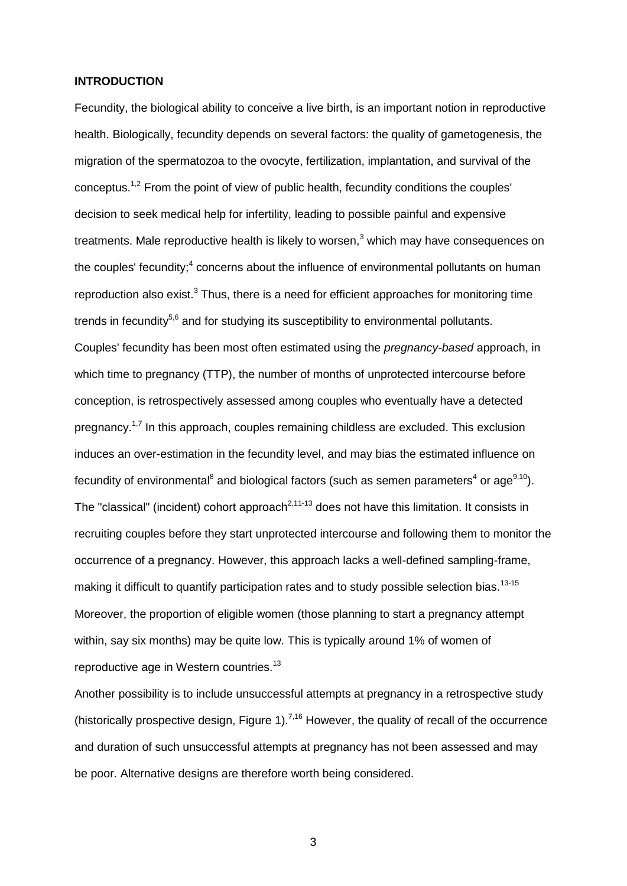## INTRODUCTION

Fecundity, the biological ability to conceive a live birth, is an important notion in reproductive health. Biologically, fecundity depends on several factors: the quality of gametogenesis, the migration of the spermatozoa to the ovocyte, fertilization, implantation, and survival of the conceptus.[1,2] From the point of view of public health, fecundity conditions the couples' decision to seek medical help for infertility, leading to possible painful and expensive treatments. Male reproductive health is likely to worsen,[3] which may have consequences on the couples' fecundity;[4] concerns about the influence of environmental pollutants on human reproduction also exist.[3] Thus, there is a need for efficient approaches for monitoring time trends in fecundity[5,6] and for studying its susceptibility to environmental pollutants.

Couples' fecundity has been most often estimated using the *pregnancy-based* approach, in which time to pregnancy (TTP), the number of months of unprotected intercourse before conception, is retrospectively assessed among couples who eventually have a detected pregnancy.[1,7] In this approach, couples remaining childless are excluded. This exclusion induces an over-estimation in the fecundity level, and may bias the estimated influence on fecundity of environmental[8] and biological factors (such as semen parameters[4] or age[9,10]). The "classical" (incident) cohort approach[2,11-13] does not have this limitation. It consists in recruiting couples before they start unprotected intercourse and following them to monitor the occurrence of a pregnancy. However, this approach lacks a well-defined sampling-frame, making it difficult to quantify participation rates and to study possible selection bias.[13-15] Moreover, the proportion of eligible women (those planning to start a pregnancy attempt within, say six months) may be quite low. This is typically around 1% of women of reproductive age in Western countries.[13]

Another possibility is to include unsuccessful attempts at pregnancy in a retrospective study (historically prospective design, Figure 1).[7,16] However, the quality of recall of the occurrence and duration of such unsuccessful attempts at pregnancy has not been assessed and may be poor. Alternative designs are therefore worth being considered.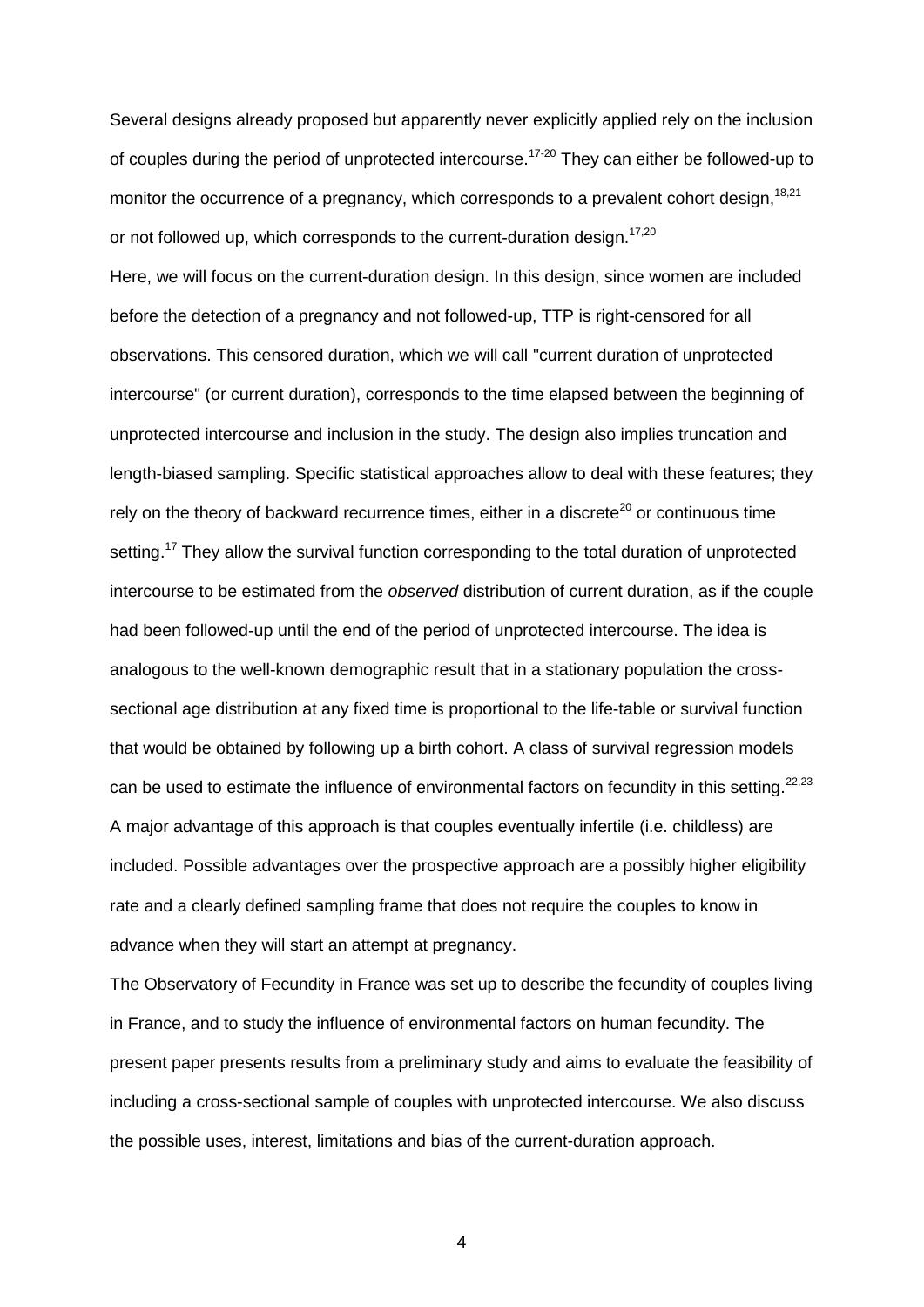Several designs already proposed but apparently never explicitly applied rely on the inclusion of couples during the period of unprotected intercourse.[17-20] They can either be followed-up to monitor the occurrence of a pregnancy, which corresponds to a prevalent cohort design,[18,21] or not followed up, which corresponds to the current-duration design.[17,20]

Here, we will focus on the current-duration design. In this design, since women are included before the detection of a pregnancy and not followed-up, TTP is right-censored for all observations. This censored duration, which we will call "current duration of unprotected intercourse" (or current duration), corresponds to the time elapsed between the beginning of unprotected intercourse and inclusion in the study. The design also implies truncation and length-biased sampling. Specific statistical approaches allow to deal with these features; they rely on the theory of backward recurrence times, either in a discrete[20] or continuous time setting.[17] They allow the survival function corresponding to the total duration of unprotected intercourse to be estimated from the *observed* distribution of current duration, as if the couple had been followed-up until the end of the period of unprotected intercourse. The idea is analogous to the well-known demographic result that in a stationary population the cross-sectional age distribution at any fixed time is proportional to the life-table or survival function that would be obtained by following up a birth cohort. A class of survival regression models can be used to estimate the influence of environmental factors on fecundity in this setting.[22,23] A major advantage of this approach is that couples eventually infertile (i.e. childless) are included. Possible advantages over the prospective approach are a possibly higher eligibility rate and a clearly defined sampling frame that does not require the couples to know in advance when they will start an attempt at pregnancy.

The Observatory of Fecundity in France was set up to describe the fecundity of couples living in France, and to study the influence of environmental factors on human fecundity. The present paper presents results from a preliminary study and aims to evaluate the feasibility of including a cross-sectional sample of couples with unprotected intercourse. We also discuss the possible uses, interest, limitations and bias of the current-duration approach.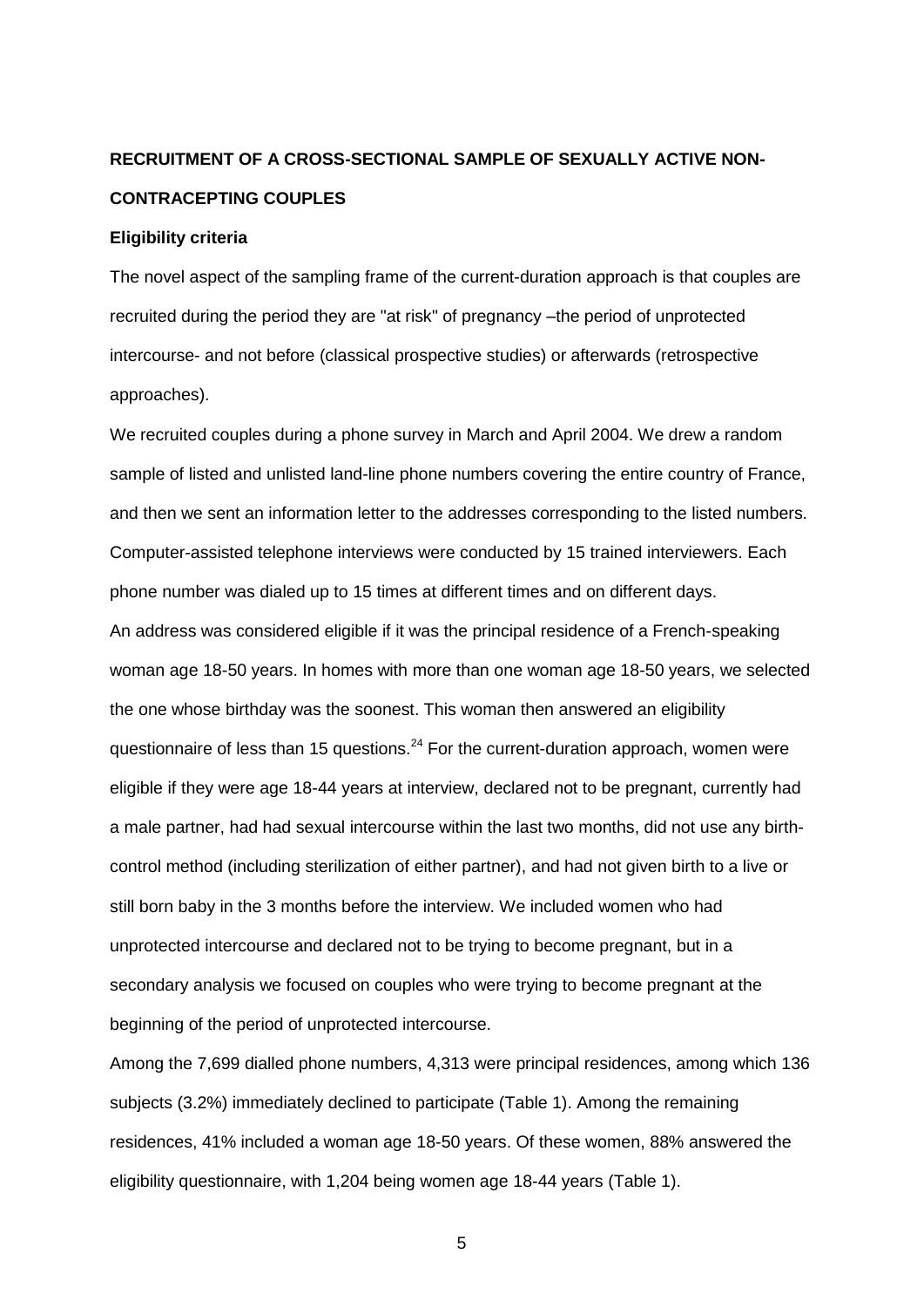## RECRUITMENT OF A CROSS-SECTIONAL SAMPLE OF SEXUALLY ACTIVE NON-CONTRACEPTING COUPLES

### Eligibility criteria

The novel aspect of the sampling frame of the current-duration approach is that couples are recruited during the period they are "at risk" of pregnancy –the period of unprotected intercourse- and not before (classical prospective studies) or afterwards (retrospective approaches).

We recruited couples during a phone survey in March and April 2004. We drew a random sample of listed and unlisted land-line phone numbers covering the entire country of France, and then we sent an information letter to the addresses corresponding to the listed numbers. Computer-assisted telephone interviews were conducted by 15 trained interviewers. Each phone number was dialed up to 15 times at different times and on different days.

An address was considered eligible if it was the principal residence of a French-speaking woman age 18-50 years. In homes with more than one woman age 18-50 years, we selected the one whose birthday was the soonest. This woman then answered an eligibility questionnaire of less than 15 questions.[24] For the current-duration approach, women were eligible if they were age 18-44 years at interview, declared not to be pregnant, currently had a male partner, had had sexual intercourse within the last two months, did not use any birth-control method (including sterilization of either partner), and had not given birth to a live or still born baby in the 3 months before the interview. We included women who had unprotected intercourse and declared not to be trying to become pregnant, but in a secondary analysis we focused on couples who were trying to become pregnant at the beginning of the period of unprotected intercourse.

Among the 7,699 dialled phone numbers, 4,313 were principal residences, among which 136 subjects (3.2%) immediately declined to participate (Table 1). Among the remaining residences, 41% included a woman age 18-50 years. Of these women, 88% answered the eligibility questionnaire, with 1,204 being women age 18-44 years (Table 1).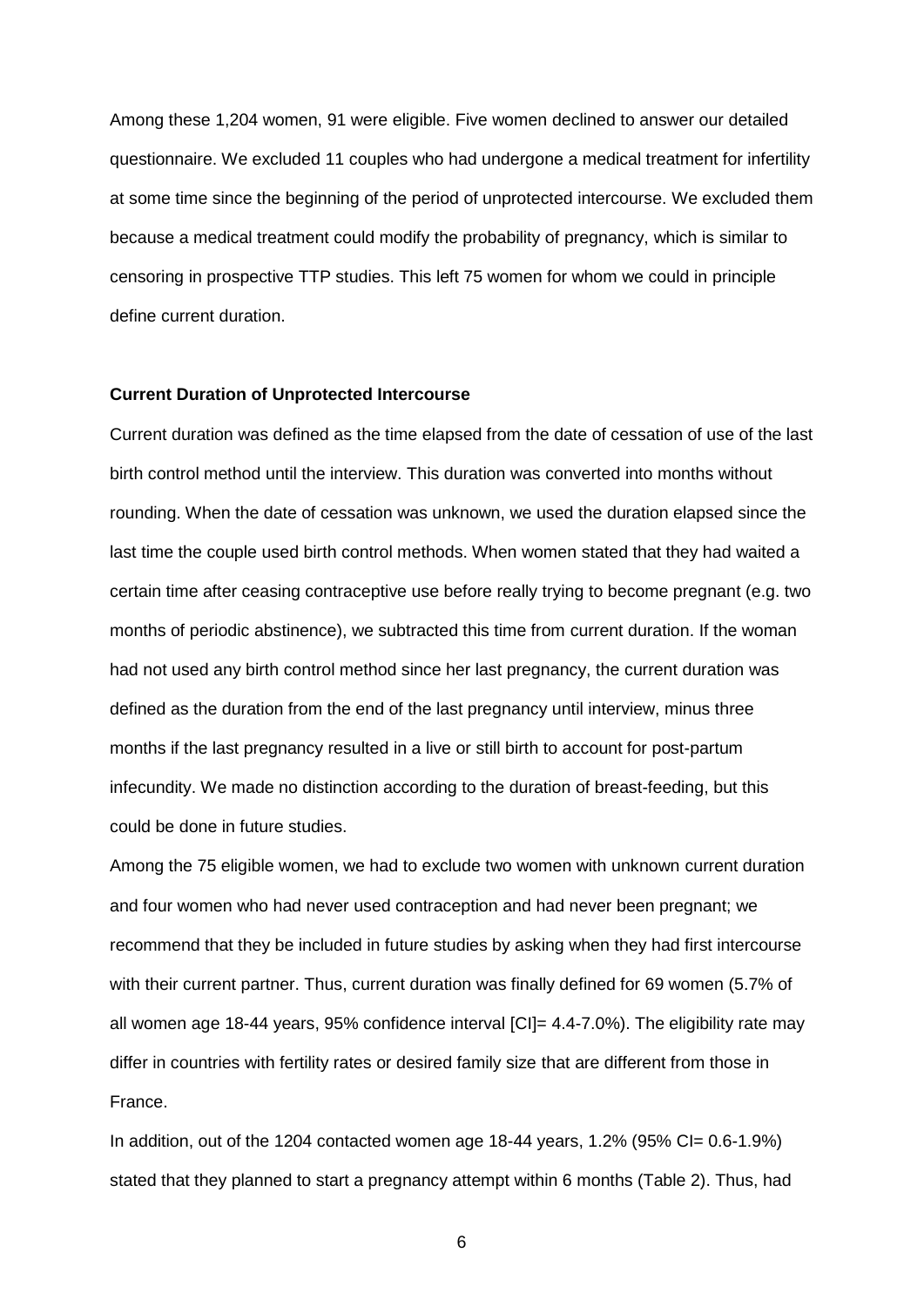Among these 1,204 women, 91 were eligible. Five women declined to answer our detailed questionnaire. We excluded 11 couples who had undergone a medical treatment for infertility at some time since the beginning of the period of unprotected intercourse. We excluded them because a medical treatment could modify the probability of pregnancy, which is similar to censoring in prospective TTP studies. This left 75 women for whom we could in principle define current duration.

**Current Duration of Unprotected Intercourse**

Current duration was defined as the time elapsed from the date of cessation of use of the last birth control method until the interview. This duration was converted into months without rounding. When the date of cessation was unknown, we used the duration elapsed since the last time the couple used birth control methods. When women stated that they had waited a certain time after ceasing contraceptive use before really trying to become pregnant (e.g. two months of periodic abstinence), we subtracted this time from current duration. If the woman had not used any birth control method since her last pregnancy, the current duration was defined as the duration from the end of the last pregnancy until interview, minus three months if the last pregnancy resulted in a live or still birth to account for post-partum infecundity. We made no distinction according to the duration of breast-feeding, but this could be done in future studies.

Among the 75 eligible women, we had to exclude two women with unknown current duration and four women who had never used contraception and had never been pregnant; we recommend that they be included in future studies by asking when they had first intercourse with their current partner. Thus, current duration was finally defined for 69 women (5.7% of all women age 18-44 years, 95% confidence interval [CI]= 4.4-7.0%). The eligibility rate may differ in countries with fertility rates or desired family size that are different from those in France.

In addition, out of the 1204 contacted women age 18-44 years, 1.2% (95% CI= 0.6-1.9%) stated that they planned to start a pregnancy attempt within 6 months (Table 2). Thus, had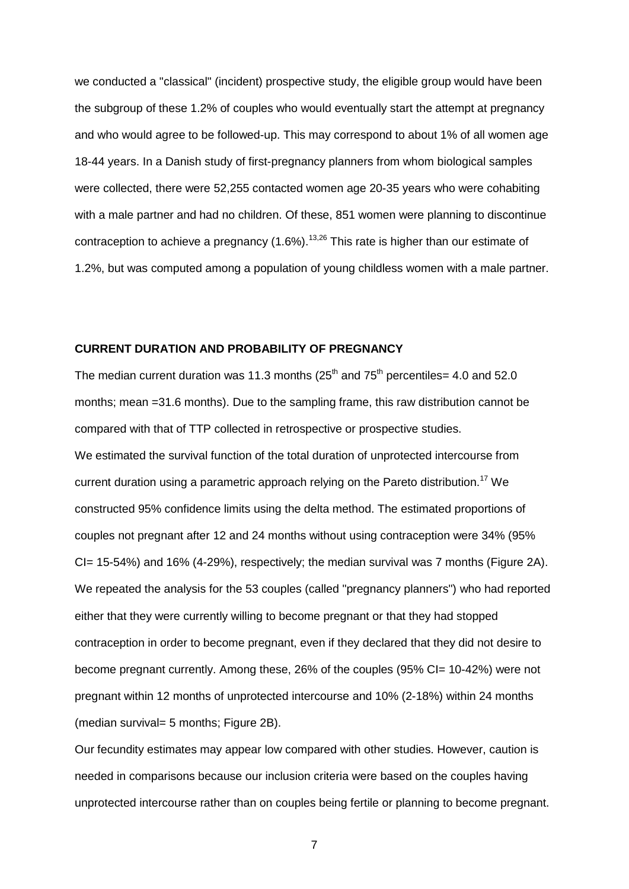we conducted a "classical" (incident) prospective study, the eligible group would have been the subgroup of these 1.2% of couples who would eventually start the attempt at pregnancy and who would agree to be followed-up. This may correspond to about 1% of all women age 18-44 years. In a Danish study of first-pregnancy planners from whom biological samples were collected, there were 52,255 contacted women age 20-35 years who were cohabiting with a male partner and had no children. Of these, 851 women were planning to discontinue contraception to achieve a pregnancy (1.6%).[13,26] This rate is higher than our estimate of 1.2%, but was computed among a population of young childless women with a male partner.

## CURRENT DURATION AND PROBABILITY OF PREGNANCY

The median current duration was 11.3 months ($25^{th}$ and $75^{th}$ percentiles= 4.0 and 52.0 months; mean =31.6 months). Due to the sampling frame, this raw distribution cannot be compared with that of TTP collected in retrospective or prospective studies.

We estimated the survival function of the total duration of unprotected intercourse from current duration using a parametric approach relying on the Pareto distribution.[17] We constructed 95% confidence limits using the delta method. The estimated proportions of couples not pregnant after 12 and 24 months without using contraception were 34% (95% CI= 15-54%) and 16% (4-29%), respectively; the median survival was 7 months (Figure 2A). We repeated the analysis for the 53 couples (called "pregnancy planners") who had reported either that they were currently willing to become pregnant or that they had stopped contraception in order to become pregnant, even if they declared that they did not desire to become pregnant currently. Among these, 26% of the couples (95% CI= 10-42%) were not pregnant within 12 months of unprotected intercourse and 10% (2-18%) within 24 months (median survival= 5 months; Figure 2B).

Our fecundity estimates may appear low compared with other studies. However, caution is needed in comparisons because our inclusion criteria were based on the couples having unprotected intercourse rather than on couples being fertile or planning to become pregnant.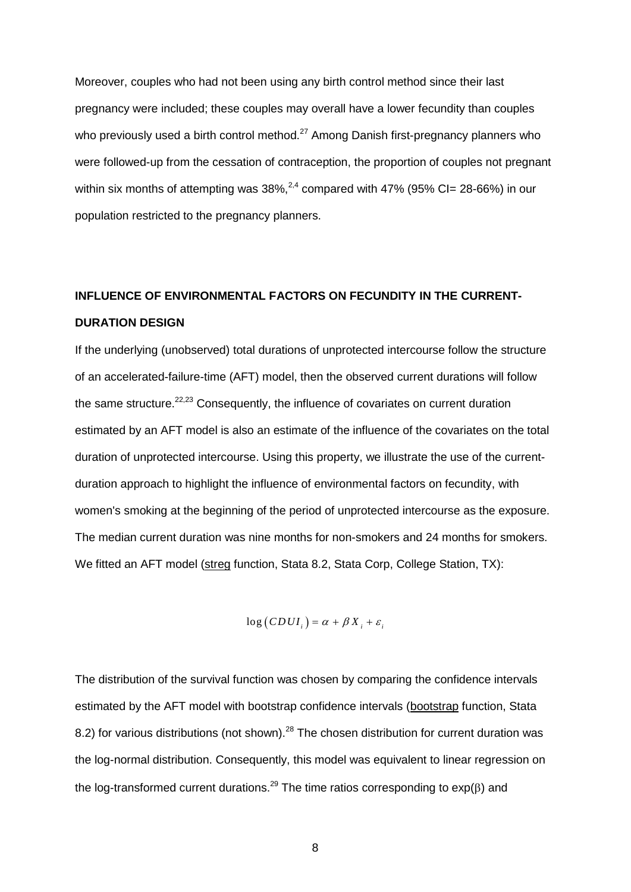Moreover, couples who had not been using any birth control method since their last pregnancy were included; these couples may overall have a lower fecundity than couples who previously used a birth control method.[27] Among Danish first-pregnancy planners who were followed-up from the cessation of contraception, the proportion of couples not pregnant within six months of attempting was 38%,[2,4] compared with 47% (95% CI= 28-66%) in our population restricted to the pregnancy planners.

## INFLUENCE OF ENVIRONMENTAL FACTORS ON FECUNDITY IN THE CURRENT-DURATION DESIGN

If the underlying (unobserved) total durations of unprotected intercourse follow the structure of an accelerated-failure-time (AFT) model, then the observed current durations will follow the same structure.[22,23] Consequently, the influence of covariates on current duration estimated by an AFT model is also an estimate of the influence of the covariates on the total duration of unprotected intercourse. Using this property, we illustrate the use of the current-duration approach to highlight the influence of environmental factors on fecundity, with women's smoking at the beginning of the period of unprotected intercourse as the exposure. The median current duration was nine months for non-smokers and 24 months for smokers. We fitted an AFT model (streg function, Stata 8.2, Stata Corp, College Station, TX):

$$\log\left(CDUI_i\right) = \alpha + \beta X_i + \varepsilon_i$$

The distribution of the survival function was chosen by comparing the confidence intervals estimated by the AFT model with bootstrap confidence intervals (bootstrap function, Stata 8.2) for various distributions (not shown).[28] The chosen distribution for current duration was the log-normal distribution. Consequently, this model was equivalent to linear regression on the log-transformed current durations.[29] The time ratios corresponding to $\exp(\beta)$ and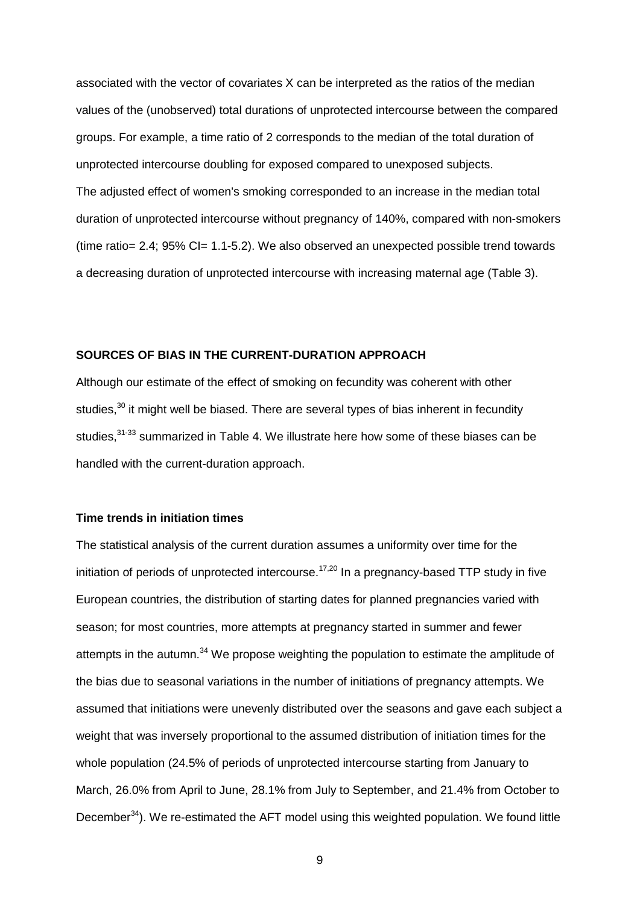associated with the vector of covariates X can be interpreted as the ratios of the median values of the (unobserved) total durations of unprotected intercourse between the compared groups. For example, a time ratio of 2 corresponds to the median of the total duration of unprotected intercourse doubling for exposed compared to unexposed subjects.
The adjusted effect of women's smoking corresponded to an increase in the median total duration of unprotected intercourse without pregnancy of 140%, compared with non-smokers (time ratio= 2.4; 95% CI= 1.1-5.2). We also observed an unexpected possible trend towards a decreasing duration of unprotected intercourse with increasing maternal age (Table 3).

## SOURCES OF BIAS IN THE CURRENT-DURATION APPROACH

Although our estimate of the effect of smoking on fecundity was coherent with other studies,[30] it might well be biased. There are several types of bias inherent in fecundity studies,[31-33] summarized in Table 4. We illustrate here how some of these biases can be handled with the current-duration approach.

### Time trends in initiation times

The statistical analysis of the current duration assumes a uniformity over time for the initiation of periods of unprotected intercourse.[17,20] In a pregnancy-based TTP study in five European countries, the distribution of starting dates for planned pregnancies varied with season; for most countries, more attempts at pregnancy started in summer and fewer attempts in the autumn.[34] We propose weighting the population to estimate the amplitude of the bias due to seasonal variations in the number of initiations of pregnancy attempts. We assumed that initiations were unevenly distributed over the seasons and gave each subject a weight that was inversely proportional to the assumed distribution of initiation times for the whole population (24.5% of periods of unprotected intercourse starting from January to March, 26.0% from April to June, 28.1% from July to September, and 21.4% from October to December[34]). We re-estimated the AFT model using this weighted population. We found little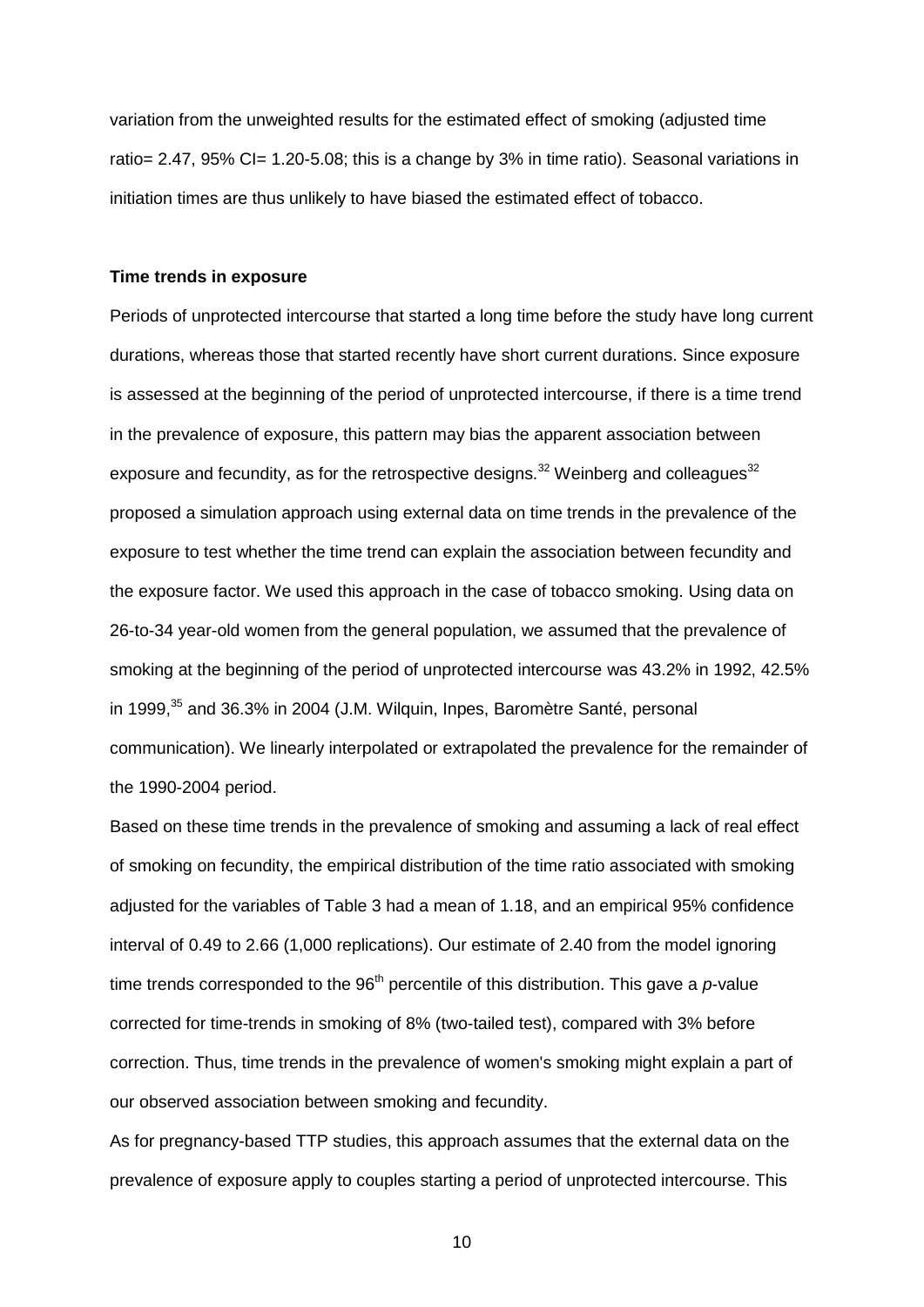variation from the unweighted results for the estimated effect of smoking (adjusted time ratio= 2.47, 95% CI= 1.20-5.08; this is a change by 3% in time ratio). Seasonal variations in initiation times are thus unlikely to have biased the estimated effect of tobacco.

**Time trends in exposure**

Periods of unprotected intercourse that started a long time before the study have long current durations, whereas those that started recently have short current durations. Since exposure is assessed at the beginning of the period of unprotected intercourse, if there is a time trend in the prevalence of exposure, this pattern may bias the apparent association between exposure and fecundity, as for the retrospective designs.[32] Weinberg and colleagues[32] proposed a simulation approach using external data on time trends in the prevalence of the exposure to test whether the time trend can explain the association between fecundity and the exposure factor. We used this approach in the case of tobacco smoking. Using data on 26-to-34 year-old women from the general population, we assumed that the prevalence of smoking at the beginning of the period of unprotected intercourse was 43.2% in 1992, 42.5% in 1999,[35] and 36.3% in 2004 (J.M. Wilquin, Inpes, Baromètre Santé, personal communication). We linearly interpolated or extrapolated the prevalence for the remainder of the 1990-2004 period.

Based on these time trends in the prevalence of smoking and assuming a lack of real effect of smoking on fecundity, the empirical distribution of the time ratio associated with smoking adjusted for the variables of Table 3 had a mean of 1.18, and an empirical 95% confidence interval of 0.49 to 2.66 (1,000 replications). Our estimate of 2.40 from the model ignoring time trends corresponded to the 96$^{th}$ percentile of this distribution. This gave a *p*-value corrected for time-trends in smoking of 8% (two-tailed test), compared with 3% before correction. Thus, time trends in the prevalence of women's smoking might explain a part of our observed association between smoking and fecundity.

As for pregnancy-based TTP studies, this approach assumes that the external data on the prevalence of exposure apply to couples starting a period of unprotected intercourse. This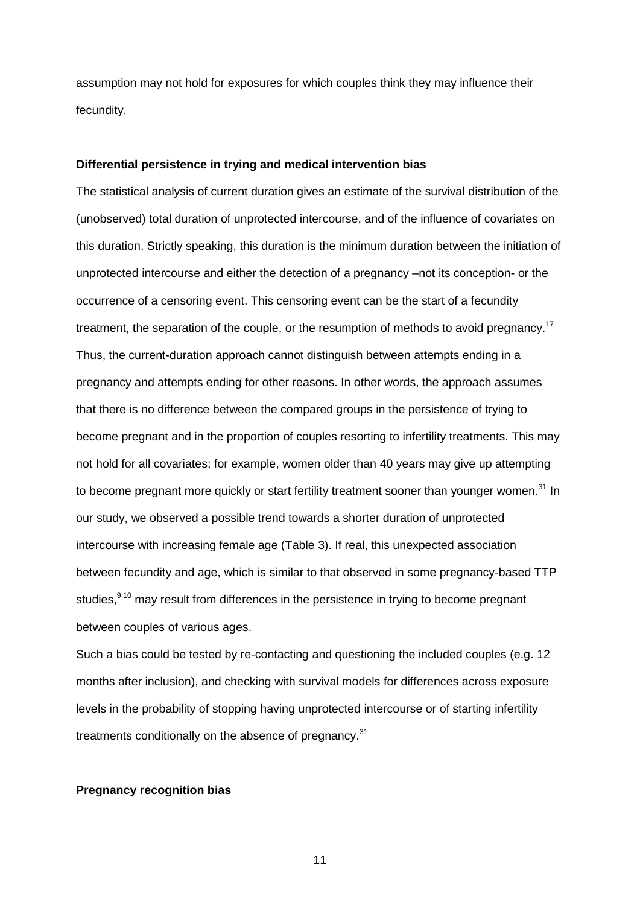assumption may not hold for exposures for which couples think they may influence their fecundity.

**Differential persistence in trying and medical intervention bias**

The statistical analysis of current duration gives an estimate of the survival distribution of the (unobserved) total duration of unprotected intercourse, and of the influence of covariates on this duration. Strictly speaking, this duration is the minimum duration between the initiation of unprotected intercourse and either the detection of a pregnancy –not its conception- or the occurrence of a censoring event. This censoring event can be the start of a fecundity treatment, the separation of the couple, or the resumption of methods to avoid pregnancy.[17] Thus, the current-duration approach cannot distinguish between attempts ending in a pregnancy and attempts ending for other reasons. In other words, the approach assumes that there is no difference between the compared groups in the persistence of trying to become pregnant and in the proportion of couples resorting to infertility treatments. This may not hold for all covariates; for example, women older than 40 years may give up attempting to become pregnant more quickly or start fertility treatment sooner than younger women.[31] In our study, we observed a possible trend towards a shorter duration of unprotected intercourse with increasing female age (Table 3). If real, this unexpected association between fecundity and age, which is similar to that observed in some pregnancy-based TTP studies,[9,10] may result from differences in the persistence in trying to become pregnant between couples of various ages.

Such a bias could be tested by re-contacting and questioning the included couples (e.g. 12 months after inclusion), and checking with survival models for differences across exposure levels in the probability of stopping having unprotected intercourse or of starting infertility treatments conditionally on the absence of pregnancy.[31]

**Pregnancy recognition bias**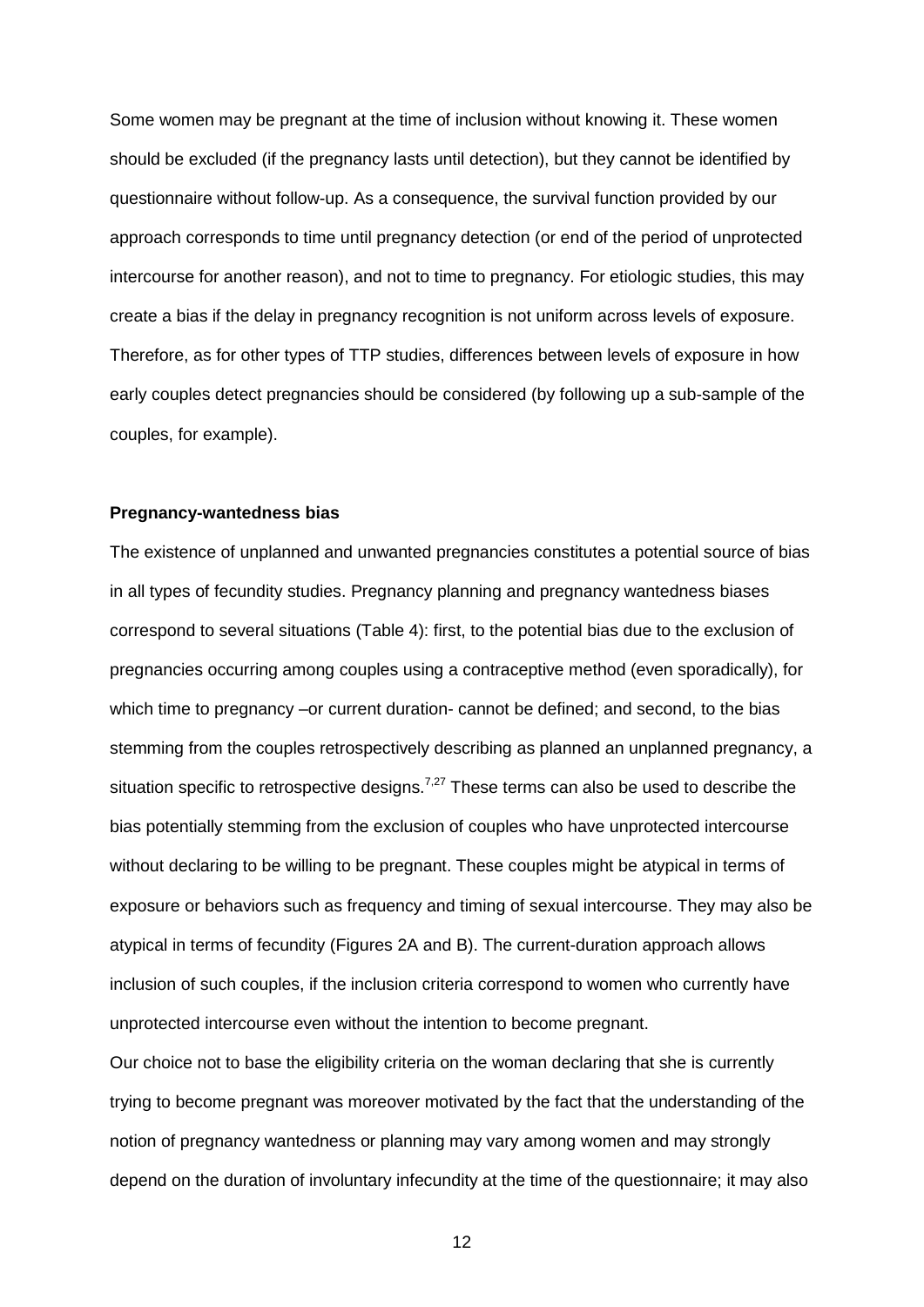Some women may be pregnant at the time of inclusion without knowing it. These women should be excluded (if the pregnancy lasts until detection), but they cannot be identified by questionnaire without follow-up. As a consequence, the survival function provided by our approach corresponds to time until pregnancy detection (or end of the period of unprotected intercourse for another reason), and not to time to pregnancy. For etiologic studies, this may create a bias if the delay in pregnancy recognition is not uniform across levels of exposure. Therefore, as for other types of TTP studies, differences between levels of exposure in how early couples detect pregnancies should be considered (by following up a sub-sample of the couples, for example).

**Pregnancy-wantedness bias**

The existence of unplanned and unwanted pregnancies constitutes a potential source of bias in all types of fecundity studies. Pregnancy planning and pregnancy wantedness biases correspond to several situations (Table 4): first, to the potential bias due to the exclusion of pregnancies occurring among couples using a contraceptive method (even sporadically), for which time to pregnancy –or current duration- cannot be defined; and second, to the bias stemming from the couples retrospectively describing as planned an unplanned pregnancy, a situation specific to retrospective designs.[7,27] These terms can also be used to describe the bias potentially stemming from the exclusion of couples who have unprotected intercourse without declaring to be willing to be pregnant. These couples might be atypical in terms of exposure or behaviors such as frequency and timing of sexual intercourse. They may also be atypical in terms of fecundity (Figures 2A and B). The current-duration approach allows inclusion of such couples, if the inclusion criteria correspond to women who currently have unprotected intercourse even without the intention to become pregnant.

Our choice not to base the eligibility criteria on the woman declaring that she is currently trying to become pregnant was moreover motivated by the fact that the understanding of the notion of pregnancy wantedness or planning may vary among women and may strongly depend on the duration of involuntary infecundity at the time of the questionnaire; it may also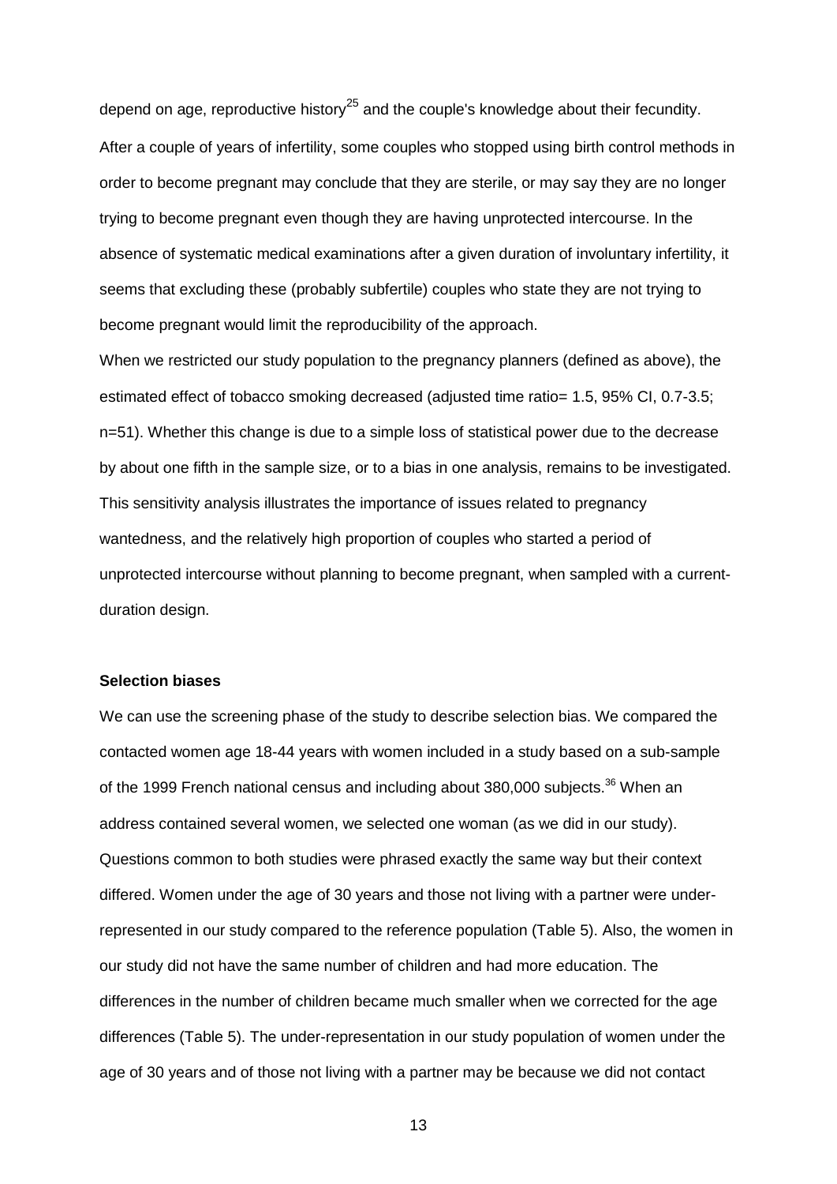depend on age, reproductive history[25] and the couple's knowledge about their fecundity. After a couple of years of infertility, some couples who stopped using birth control methods in order to become pregnant may conclude that they are sterile, or may say they are no longer trying to become pregnant even though they are having unprotected intercourse. In the absence of systematic medical examinations after a given duration of involuntary infertility, it seems that excluding these (probably subfertile) couples who state they are not trying to become pregnant would limit the reproducibility of the approach.

When we restricted our study population to the pregnancy planners (defined as above), the estimated effect of tobacco smoking decreased (adjusted time ratio= 1.5, 95% CI, 0.7-3.5; n=51). Whether this change is due to a simple loss of statistical power due to the decrease by about one fifth in the sample size, or to a bias in one analysis, remains to be investigated. This sensitivity analysis illustrates the importance of issues related to pregnancy wantedness, and the relatively high proportion of couples who started a period of unprotected intercourse without planning to become pregnant, when sampled with a current-duration design.

**Selection biases**

We can use the screening phase of the study to describe selection bias. We compared the contacted women age 18-44 years with women included in a study based on a sub-sample of the 1999 French national census and including about 380,000 subjects.[36] When an address contained several women, we selected one woman (as we did in our study). Questions common to both studies were phrased exactly the same way but their context differed. Women under the age of 30 years and those not living with a partner were under-represented in our study compared to the reference population (Table 5). Also, the women in our study did not have the same number of children and had more education. The differences in the number of children became much smaller when we corrected for the age differences (Table 5). The under-representation in our study population of women under the age of 30 years and of those not living with a partner may be because we did not contact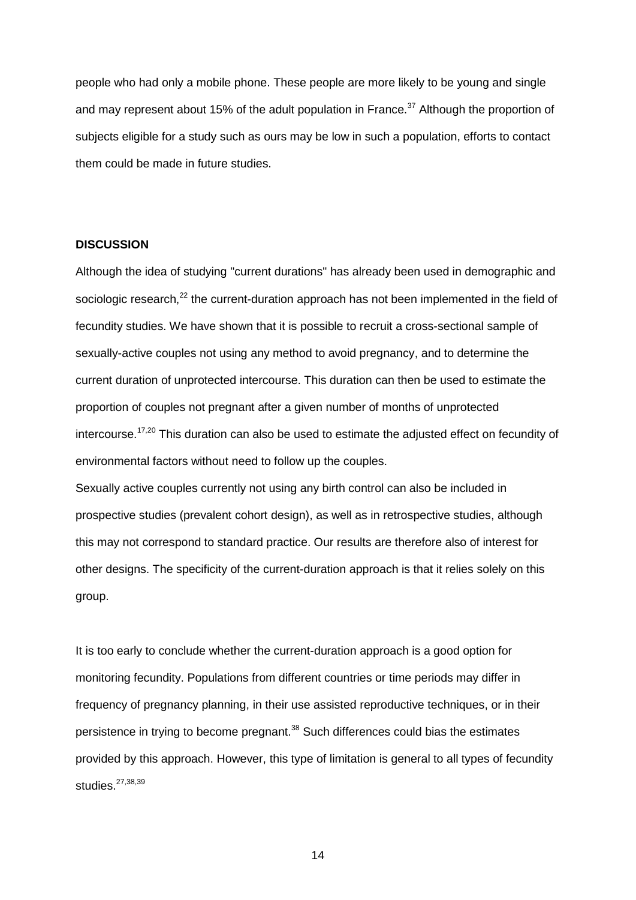people who had only a mobile phone. These people are more likely to be young and single and may represent about 15% of the adult population in France.[37] Although the proportion of subjects eligible for a study such as ours may be low in such a population, efforts to contact them could be made in future studies.

## DISCUSSION

Although the idea of studying "current durations" has already been used in demographic and sociologic research,[22] the current-duration approach has not been implemented in the field of fecundity studies. We have shown that it is possible to recruit a cross-sectional sample of sexually-active couples not using any method to avoid pregnancy, and to determine the current duration of unprotected intercourse. This duration can then be used to estimate the proportion of couples not pregnant after a given number of months of unprotected intercourse.[17,20] This duration can also be used to estimate the adjusted effect on fecundity of environmental factors without need to follow up the couples.

Sexually active couples currently not using any birth control can also be included in prospective studies (prevalent cohort design), as well as in retrospective studies, although this may not correspond to standard practice. Our results are therefore also of interest for other designs. The specificity of the current-duration approach is that it relies solely on this group.

It is too early to conclude whether the current-duration approach is a good option for monitoring fecundity. Populations from different countries or time periods may differ in frequency of pregnancy planning, in their use assisted reproductive techniques, or in their persistence in trying to become pregnant.[38] Such differences could bias the estimates provided by this approach. However, this type of limitation is general to all types of fecundity studies.[27,38,39]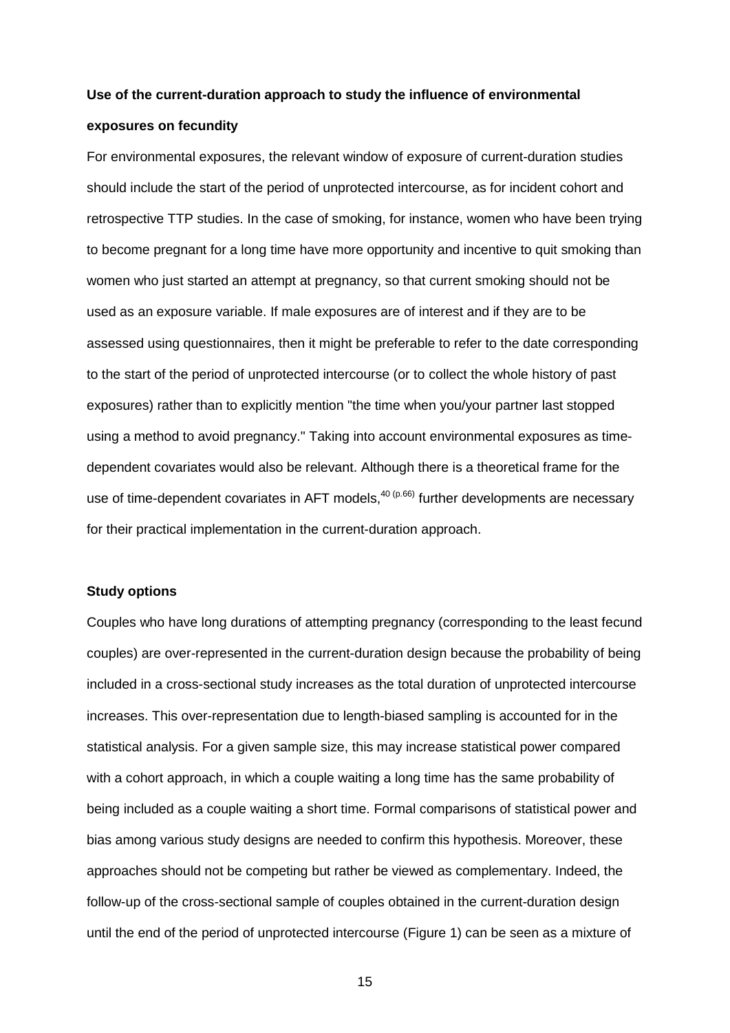### Use of the current-duration approach to study the influence of environmental exposures on fecundity

For environmental exposures, the relevant window of exposure of current-duration studies should include the start of the period of unprotected intercourse, as for incident cohort and retrospective TTP studies. In the case of smoking, for instance, women who have been trying to become pregnant for a long time have more opportunity and incentive to quit smoking than women who just started an attempt at pregnancy, so that current smoking should not be used as an exposure variable. If male exposures are of interest and if they are to be assessed using questionnaires, then it might be preferable to refer to the date corresponding to the start of the period of unprotected intercourse (or to collect the whole history of past exposures) rather than to explicitly mention "the time when you/your partner last stopped using a method to avoid pregnancy." Taking into account environmental exposures as time-dependent covariates would also be relevant. Although there is a theoretical frame for the use of time-dependent covariates in AFT models,[40 (p.66)] further developments are necessary for their practical implementation in the current-duration approach.

### Study options

Couples who have long durations of attempting pregnancy (corresponding to the least fecund couples) are over-represented in the current-duration design because the probability of being included in a cross-sectional study increases as the total duration of unprotected intercourse increases. This over-representation due to length-biased sampling is accounted for in the statistical analysis. For a given sample size, this may increase statistical power compared with a cohort approach, in which a couple waiting a long time has the same probability of being included as a couple waiting a short time. Formal comparisons of statistical power and bias among various study designs are needed to confirm this hypothesis. Moreover, these approaches should not be competing but rather be viewed as complementary. Indeed, the follow-up of the cross-sectional sample of couples obtained in the current-duration design until the end of the period of unprotected intercourse (Figure 1) can be seen as a mixture of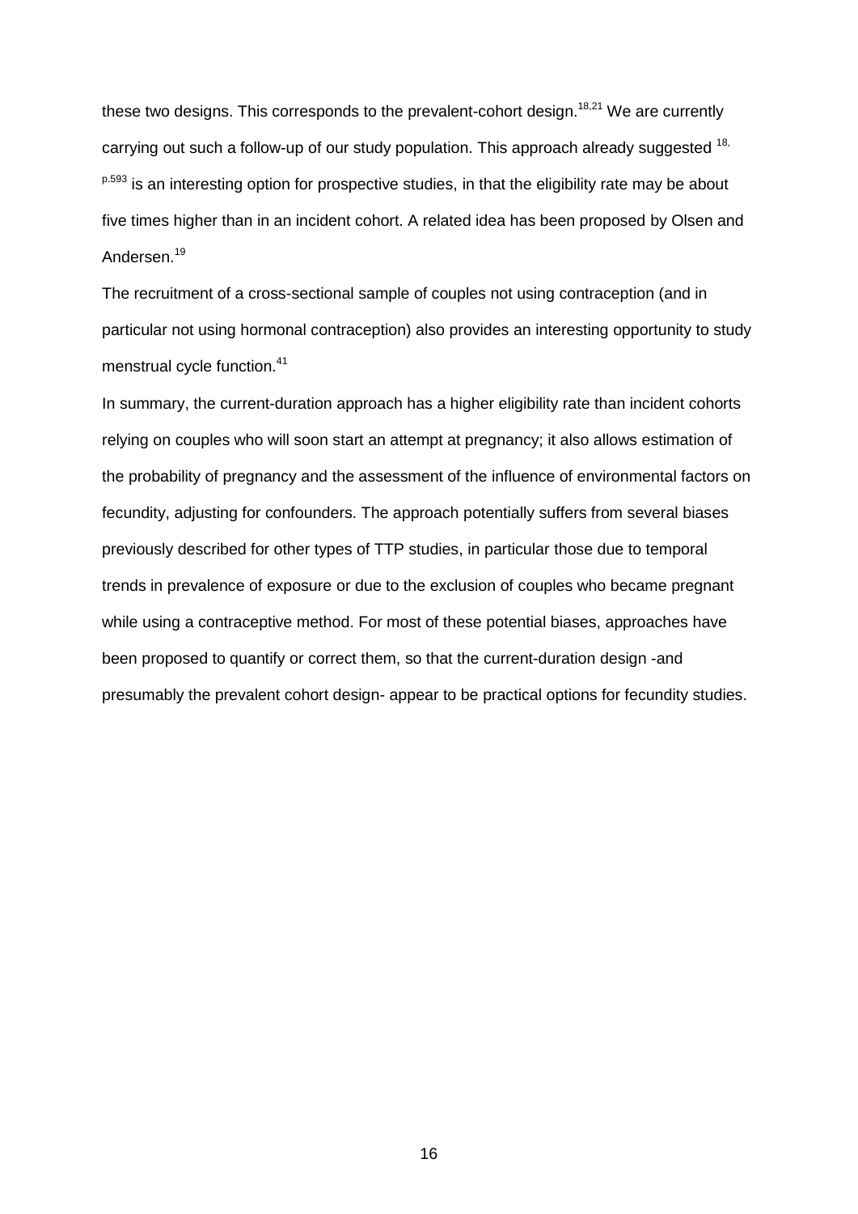these two designs. This corresponds to the prevalent-cohort design.[18,21] We are currently carrying out such a follow-up of our study population. This approach already suggested [18, p.593] is an interesting option for prospective studies, in that the eligibility rate may be about five times higher than in an incident cohort. A related idea has been proposed by Olsen and Andersen.[19]

The recruitment of a cross-sectional sample of couples not using contraception (and in particular not using hormonal contraception) also provides an interesting opportunity to study menstrual cycle function.[41]

In summary, the current-duration approach has a higher eligibility rate than incident cohorts relying on couples who will soon start an attempt at pregnancy; it also allows estimation of the probability of pregnancy and the assessment of the influence of environmental factors on fecundity, adjusting for confounders. The approach potentially suffers from several biases previously described for other types of TTP studies, in particular those due to temporal trends in prevalence of exposure or due to the exclusion of couples who became pregnant while using a contraceptive method. For most of these potential biases, approaches have been proposed to quantify or correct them, so that the current-duration design -and presumably the prevalent cohort design- appear to be practical options for fecundity studies.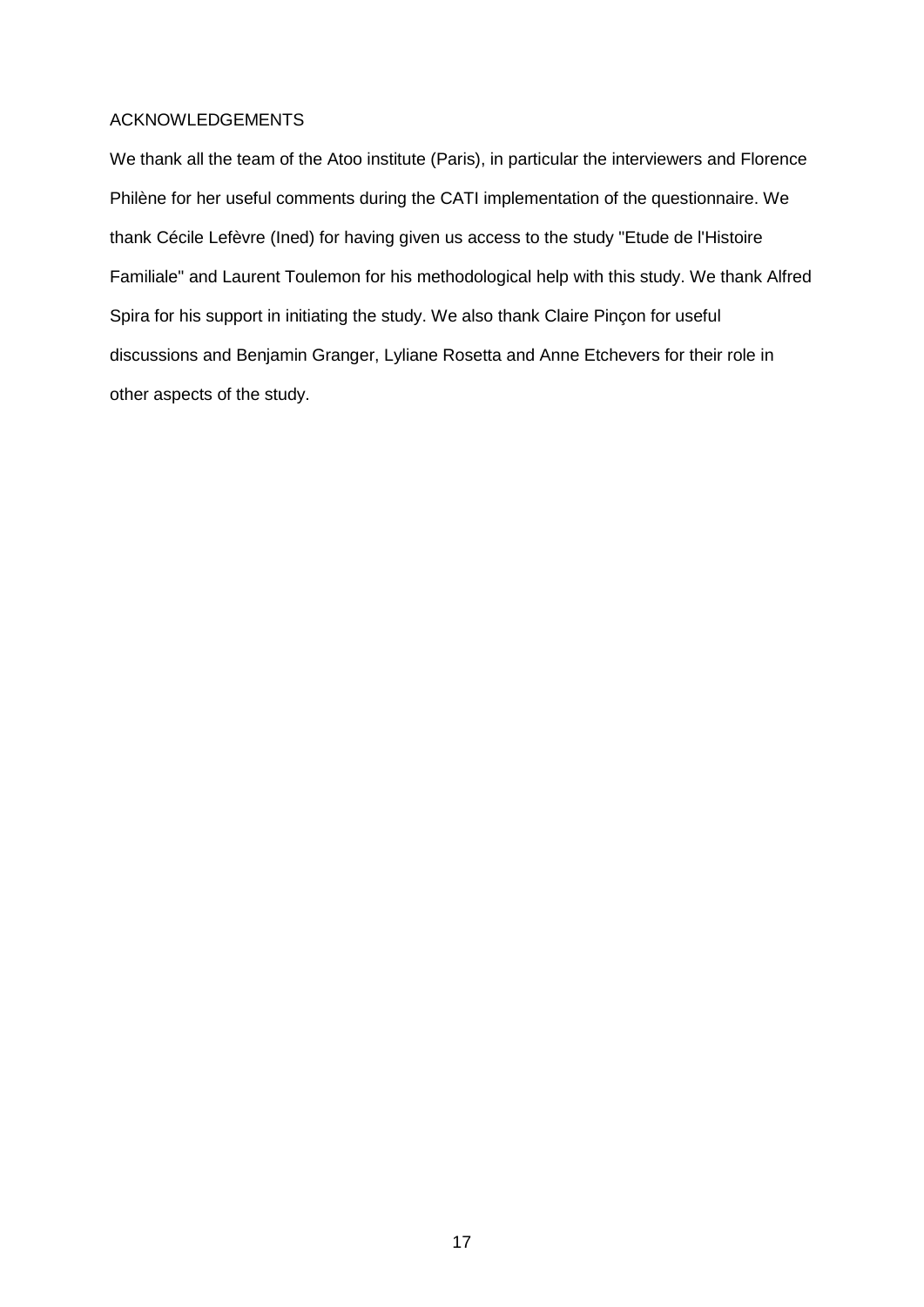## ACKNOWLEDGEMENTS

We thank all the team of the Atoo institute (Paris), in particular the interviewers and Florence Philène for her useful comments during the CATI implementation of the questionnaire. We thank Cécile Lefèvre (Ined) for having given us access to the study "Etude de l'Histoire Familiale" and Laurent Toulemon for his methodological help with this study. We thank Alfred Spira for his support in initiating the study. We also thank Claire Pinçon for useful discussions and Benjamin Granger, Lyliane Rosetta and Anne Etchevers for their role in other aspects of the study.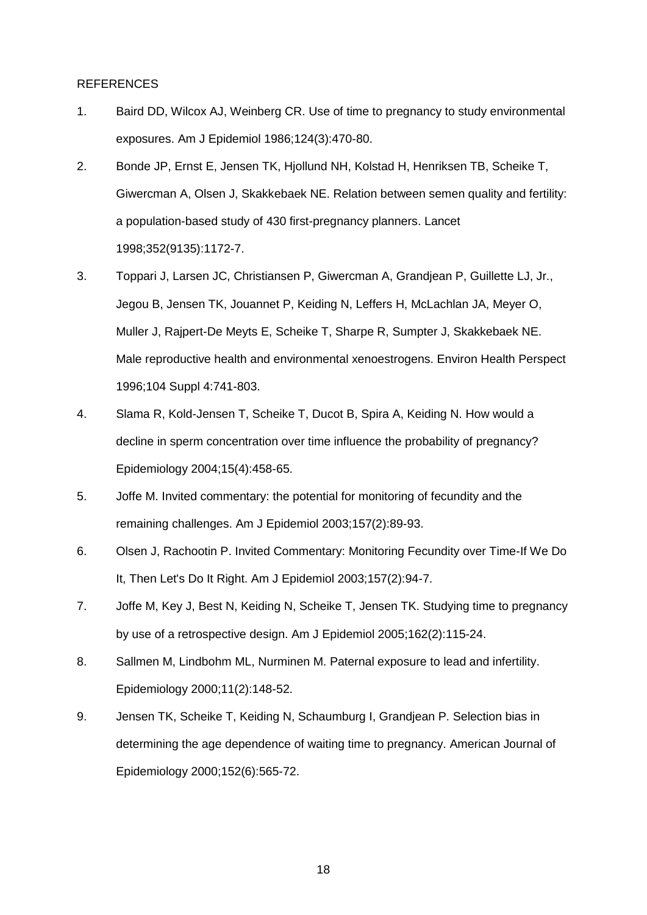REFERENCES

1. Baird DD, Wilcox AJ, Weinberg CR. Use of time to pregnancy to study environmental exposures. Am J Epidemiol 1986;124(3):470-80.
2. Bonde JP, Ernst E, Jensen TK, Hjollund NH, Kolstad H, Henriksen TB, Scheike T, Giwercman A, Olsen J, Skakkebaek NE. Relation between semen quality and fertility: a population-based study of 430 first-pregnancy planners. Lancet 1998;352(9135):1172-7.
3. Toppari J, Larsen JC, Christiansen P, Giwercman A, Grandjean P, Guillette LJ, Jr., Jegou B, Jensen TK, Jouannet P, Keiding N, Leffers H, McLachlan JA, Meyer O, Muller J, Rajpert-De Meyts E, Scheike T, Sharpe R, Sumpter J, Skakkebaek NE. Male reproductive health and environmental xenoestrogens. Environ Health Perspect 1996;104 Suppl 4:741-803.
4. Slama R, Kold-Jensen T, Scheike T, Ducot B, Spira A, Keiding N. How would a decline in sperm concentration over time influence the probability of pregnancy? Epidemiology 2004;15(4):458-65.
5. Joffe M. Invited commentary: the potential for monitoring of fecundity and the remaining challenges. Am J Epidemiol 2003;157(2):89-93.
6. Olsen J, Rachootin P. Invited Commentary: Monitoring Fecundity over Time-If We Do It, Then Let's Do It Right. Am J Epidemiol 2003;157(2):94-7.
7. Joffe M, Key J, Best N, Keiding N, Scheike T, Jensen TK. Studying time to pregnancy by use of a retrospective design. Am J Epidemiol 2005;162(2):115-24.
8. Sallmen M, Lindbohm ML, Nurminen M. Paternal exposure to lead and infertility. Epidemiology 2000;11(2):148-52.
9. Jensen TK, Scheike T, Keiding N, Schaumburg I, Grandjean P. Selection bias in determining the age dependence of waiting time to pregnancy. American Journal of Epidemiology 2000;152(6):565-72.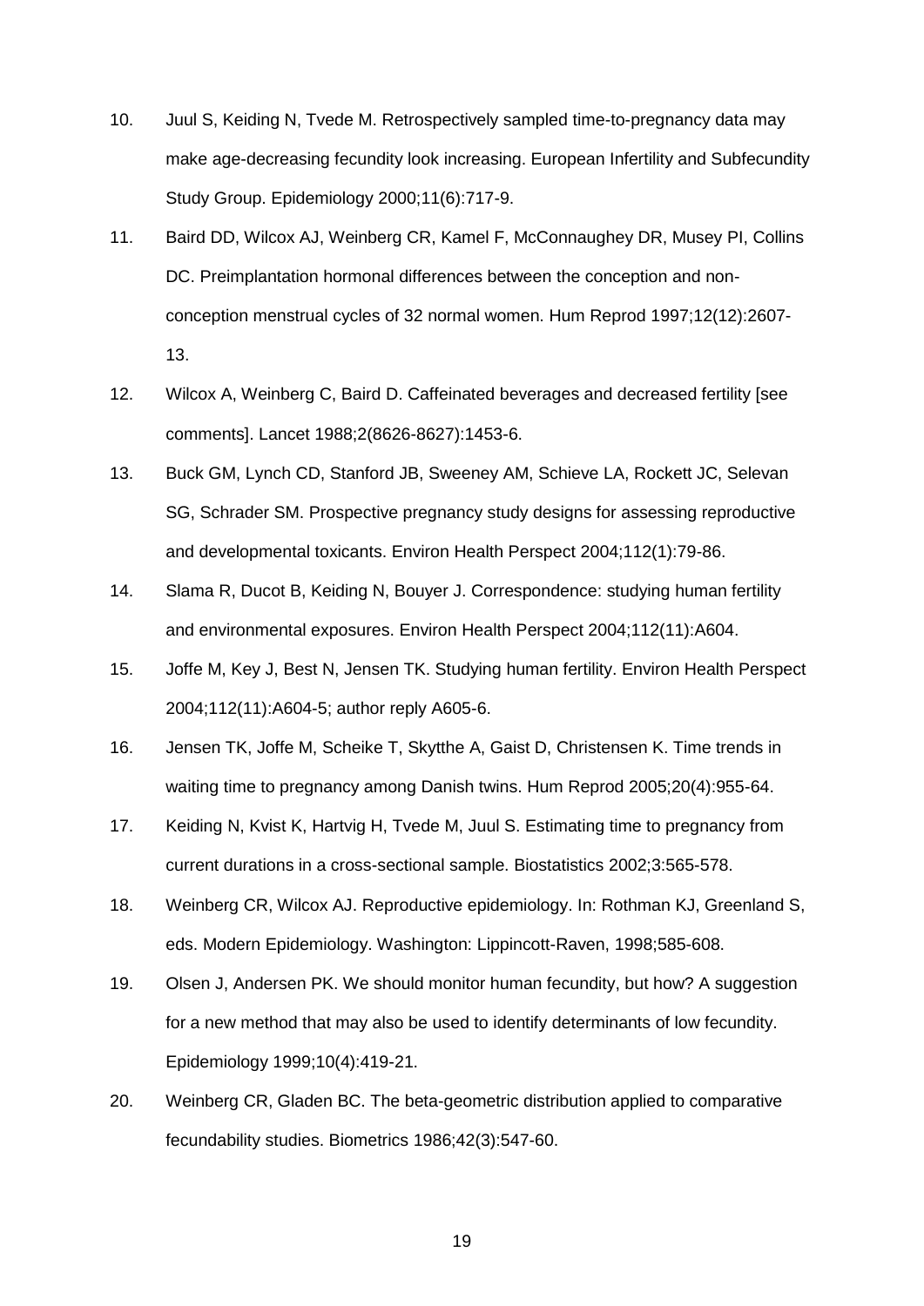10. Juul S, Keiding N, Tvede M. Retrospectively sampled time-to-pregnancy data may make age-decreasing fecundity look increasing. European Infertility and Subfecundity Study Group. Epidemiology 2000;11(6):717-9.

11. Baird DD, Wilcox AJ, Weinberg CR, Kamel F, McConnaughey DR, Musey PI, Collins DC. Preimplantation hormonal differences between the conception and non-conception menstrual cycles of 32 normal women. Hum Reprod 1997;12(12):2607-13.

12. Wilcox A, Weinberg C, Baird D. Caffeinated beverages and decreased fertility [see comments]. Lancet 1988;2(8626-8627):1453-6.

13. Buck GM, Lynch CD, Stanford JB, Sweeney AM, Schieve LA, Rockett JC, Selevan SG, Schrader SM. Prospective pregnancy study designs for assessing reproductive and developmental toxicants. Environ Health Perspect 2004;112(1):79-86.

14. Slama R, Ducot B, Keiding N, Bouyer J. Correspondence: studying human fertility and environmental exposures. Environ Health Perspect 2004;112(11):A604.

15. Joffe M, Key J, Best N, Jensen TK. Studying human fertility. Environ Health Perspect 2004;112(11):A604-5; author reply A605-6.

16. Jensen TK, Joffe M, Scheike T, Skytthe A, Gaist D, Christensen K. Time trends in waiting time to pregnancy among Danish twins. Hum Reprod 2005;20(4):955-64.

17. Keiding N, Kvist K, Hartvig H, Tvede M, Juul S. Estimating time to pregnancy from current durations in a cross-sectional sample. Biostatistics 2002;3:565-578.

18. Weinberg CR, Wilcox AJ. Reproductive epidemiology. In: Rothman KJ, Greenland S, eds. Modern Epidemiology. Washington: Lippincott-Raven, 1998;585-608.

19. Olsen J, Andersen PK. We should monitor human fecundity, but how? A suggestion for a new method that may also be used to identify determinants of low fecundity. Epidemiology 1999;10(4):419-21.

20. Weinberg CR, Gladen BC. The beta-geometric distribution applied to comparative fecundability studies. Biometrics 1986;42(3):547-60.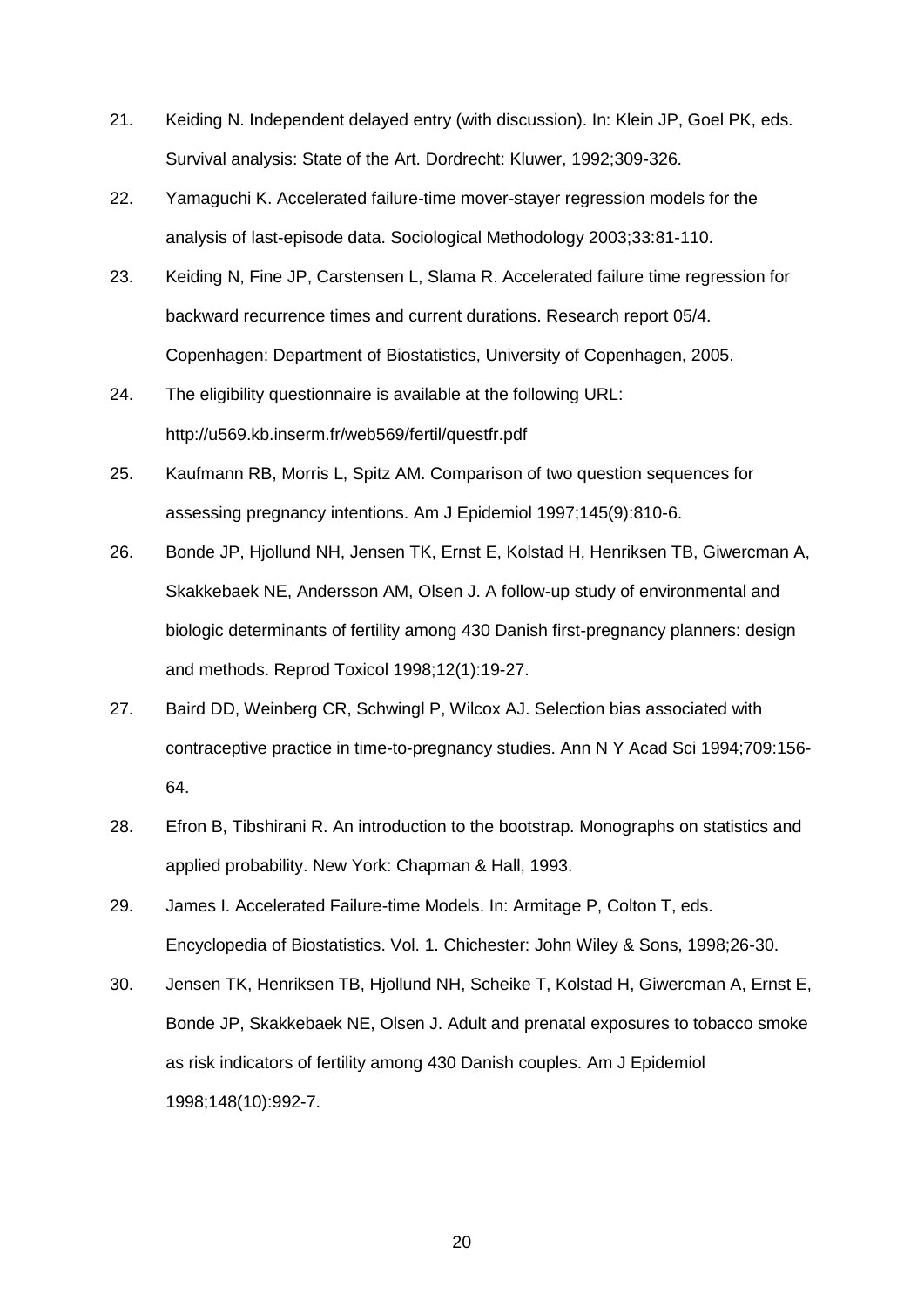21. Keiding N. Independent delayed entry (with discussion). In: Klein JP, Goel PK, eds. Survival analysis: State of the Art. Dordrecht: Kluwer, 1992;309-326.

22. Yamaguchi K. Accelerated failure-time mover-stayer regression models for the analysis of last-episode data. Sociological Methodology 2003;33:81-110.

23. Keiding N, Fine JP, Carstensen L, Slama R. Accelerated failure time regression for backward recurrence times and current durations. Research report 05/4. Copenhagen: Department of Biostatistics, University of Copenhagen, 2005.

24. The eligibility questionnaire is available at the following URL: http://u569.kb.inserm.fr/web569/fertil/questfr.pdf

25. Kaufmann RB, Morris L, Spitz AM. Comparison of two question sequences for assessing pregnancy intentions. Am J Epidemiol 1997;145(9):810-6.

26. Bonde JP, Hjollund NH, Jensen TK, Ernst E, Kolstad H, Henriksen TB, Giwercman A, Skakkebaek NE, Andersson AM, Olsen J. A follow-up study of environmental and biologic determinants of fertility among 430 Danish first-pregnancy planners: design and methods. Reprod Toxicol 1998;12(1):19-27.

27. Baird DD, Weinberg CR, Schwingl P, Wilcox AJ. Selection bias associated with contraceptive practice in time-to-pregnancy studies. Ann N Y Acad Sci 1994;709:156-64.

28. Efron B, Tibshirani R. An introduction to the bootstrap. Monographs on statistics and applied probability. New York: Chapman & Hall, 1993.

29. James I. Accelerated Failure-time Models. In: Armitage P, Colton T, eds. Encyclopedia of Biostatistics. Vol. 1. Chichester: John Wiley & Sons, 1998;26-30.

30. Jensen TK, Henriksen TB, Hjollund NH, Scheike T, Kolstad H, Giwercman A, Ernst E, Bonde JP, Skakkebaek NE, Olsen J. Adult and prenatal exposures to tobacco smoke as risk indicators of fertility among 430 Danish couples. Am J Epidemiol 1998;148(10):992-7.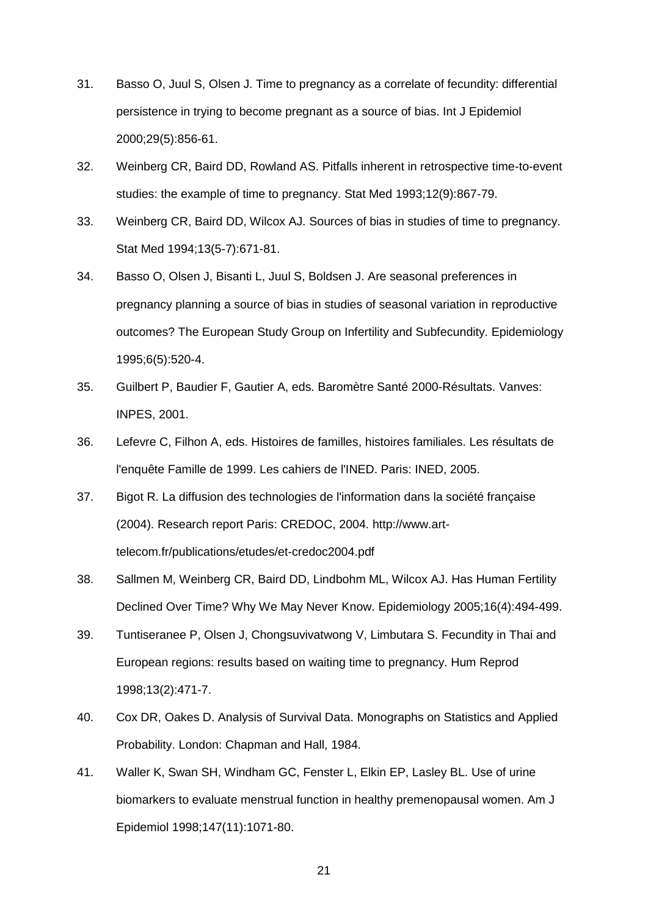31. Basso O, Juul S, Olsen J. Time to pregnancy as a correlate of fecundity: differential persistence in trying to become pregnant as a source of bias. Int J Epidemiol 2000;29(5):856-61.

32. Weinberg CR, Baird DD, Rowland AS. Pitfalls inherent in retrospective time-to-event studies: the example of time to pregnancy. Stat Med 1993;12(9):867-79.

33. Weinberg CR, Baird DD, Wilcox AJ. Sources of bias in studies of time to pregnancy. Stat Med 1994;13(5-7):671-81.

34. Basso O, Olsen J, Bisanti L, Juul S, Boldsen J. Are seasonal preferences in pregnancy planning a source of bias in studies of seasonal variation in reproductive outcomes? The European Study Group on Infertility and Subfecundity. Epidemiology 1995;6(5):520-4.

35. Guilbert P, Baudier F, Gautier A, eds. Baromètre Santé 2000-Résultats. Vanves: INPES, 2001.

36. Lefevre C, Filhon A, eds. Histoires de familles, histoires familiales. Les résultats de l'enquête Famille de 1999. Les cahiers de l'INED. Paris: INED, 2005.

37. Bigot R. La diffusion des technologies de l'information dans la société française (2004). Research report Paris: CREDOC, 2004. http://www.art-telecom.fr/publications/etudes/et-credoc2004.pdf

38. Sallmen M, Weinberg CR, Baird DD, Lindbohm ML, Wilcox AJ. Has Human Fertility Declined Over Time? Why We May Never Know. Epidemiology 2005;16(4):494-499.

39. Tuntiseranee P, Olsen J, Chongsuvivatwong V, Limbutara S. Fecundity in Thai and European regions: results based on waiting time to pregnancy. Hum Reprod 1998;13(2):471-7.

40. Cox DR, Oakes D. Analysis of Survival Data. Monographs on Statistics and Applied Probability. London: Chapman and Hall, 1984.

41. Waller K, Swan SH, Windham GC, Fenster L, Elkin EP, Lasley BL. Use of urine biomarkers to evaluate menstrual function in healthy premenopausal women. Am J Epidemiol 1998;147(11):1071-80.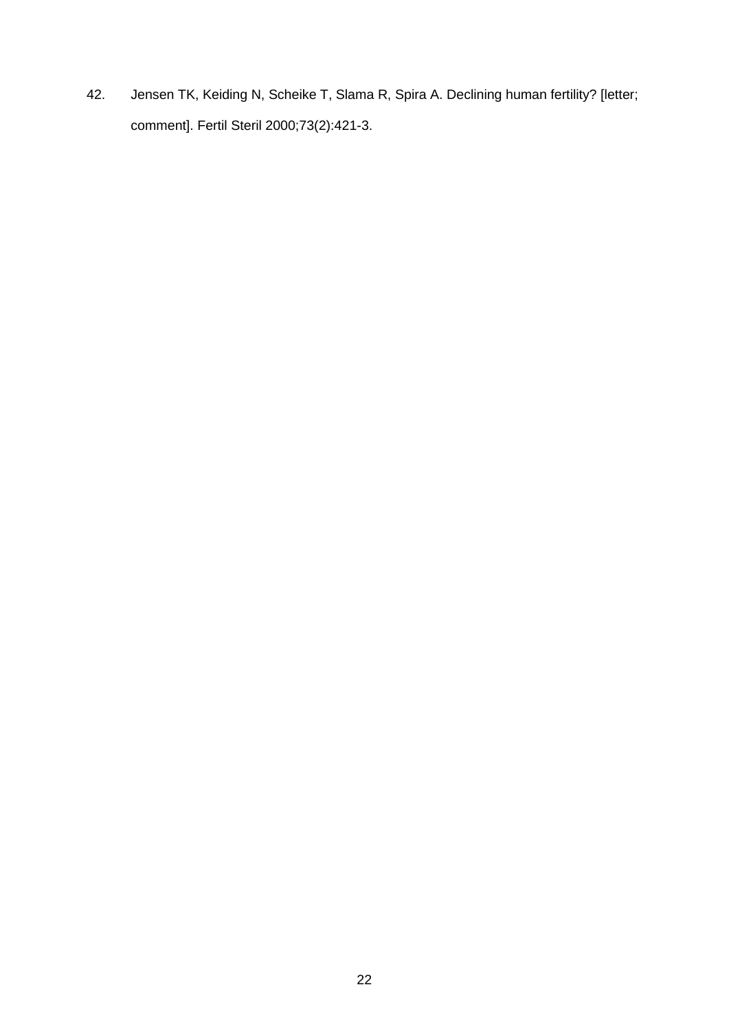42. Jensen TK, Keiding N, Scheike T, Slama R, Spira A. Declining human fertility? [letter; comment]. Fertil Steril 2000;73(2):421-3.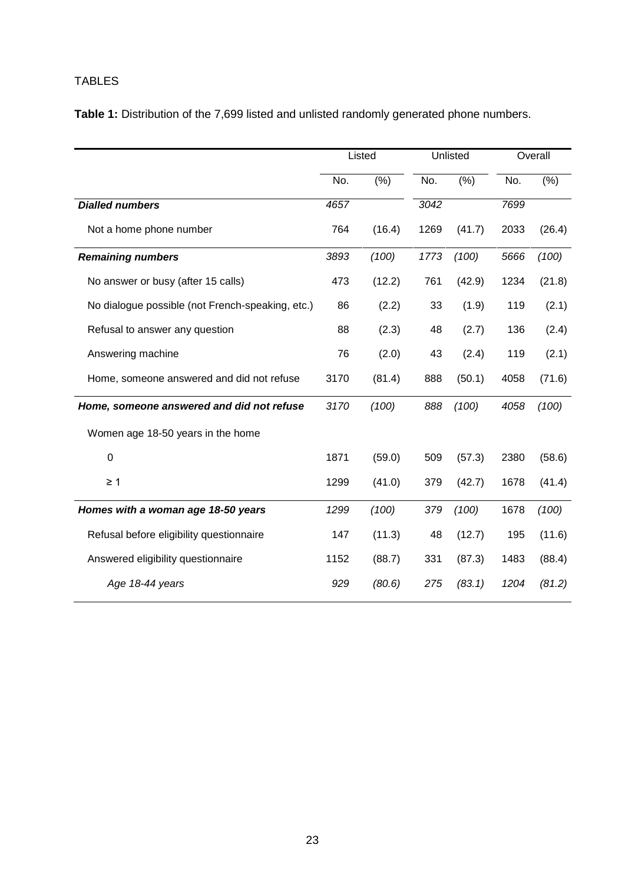TABLES

**Table 1:** Distribution of the 7,699 listed and unlisted randomly generated phone numbers.

| | Listed | | Unlisted | | Overall | |
|---|---|---|---|---|---|---|
| | No. | (%) | No. | (%) | No. | (%) |
| ***Dialled numbers*** | *4657* | | *3042* | | *7699* | |
| Not a home phone number | 764 | (16.4) | 1269 | (41.7) | 2033 | (26.4) |
| ***Remaining numbers*** | *3893* | *(100)* | *1773* | *(100)* | *5666* | *(100)* |
| No answer or busy (after 15 calls) | 473 | (12.2) | 761 | (42.9) | 1234 | (21.8) |
| No dialogue possible (not French-speaking, etc.) | 86 | (2.2) | 33 | (1.9) | 119 | (2.1) |
| Refusal to answer any question | 88 | (2.3) | 48 | (2.7) | 136 | (2.4) |
| Answering machine | 76 | (2.0) | 43 | (2.4) | 119 | (2.1) |
| Home, someone answered and did not refuse | 3170 | (81.4) | 888 | (50.1) | 4058 | (71.6) |
| ***Home, someone answered and did not refuse*** | *3170* | *(100)* | *888* | *(100)* | *4058* | *(100)* |
| Women age 18-50 years in the home | | | | | | |
| 0 | 1871 | (59.0) | 509 | (57.3) | 2380 | (58.6) |
| ≥ 1 | 1299 | (41.0) | 379 | (42.7) | 1678 | (41.4) |
| ***Homes with a woman age 18-50 years*** | *1299* | *(100)* | *379* | *(100)* | 1678 | *(100)* |
| Refusal before eligibility questionnaire | 147 | (11.3) | 48 | (12.7) | 195 | (11.6) |
| Answered eligibility questionnaire | 1152 | (88.7) | 331 | (87.3) | 1483 | (88.4) |
| *Age 18-44 years* | *929* | *(80.6)* | *275* | *(83.1)* | *1204* | *(81.2)* |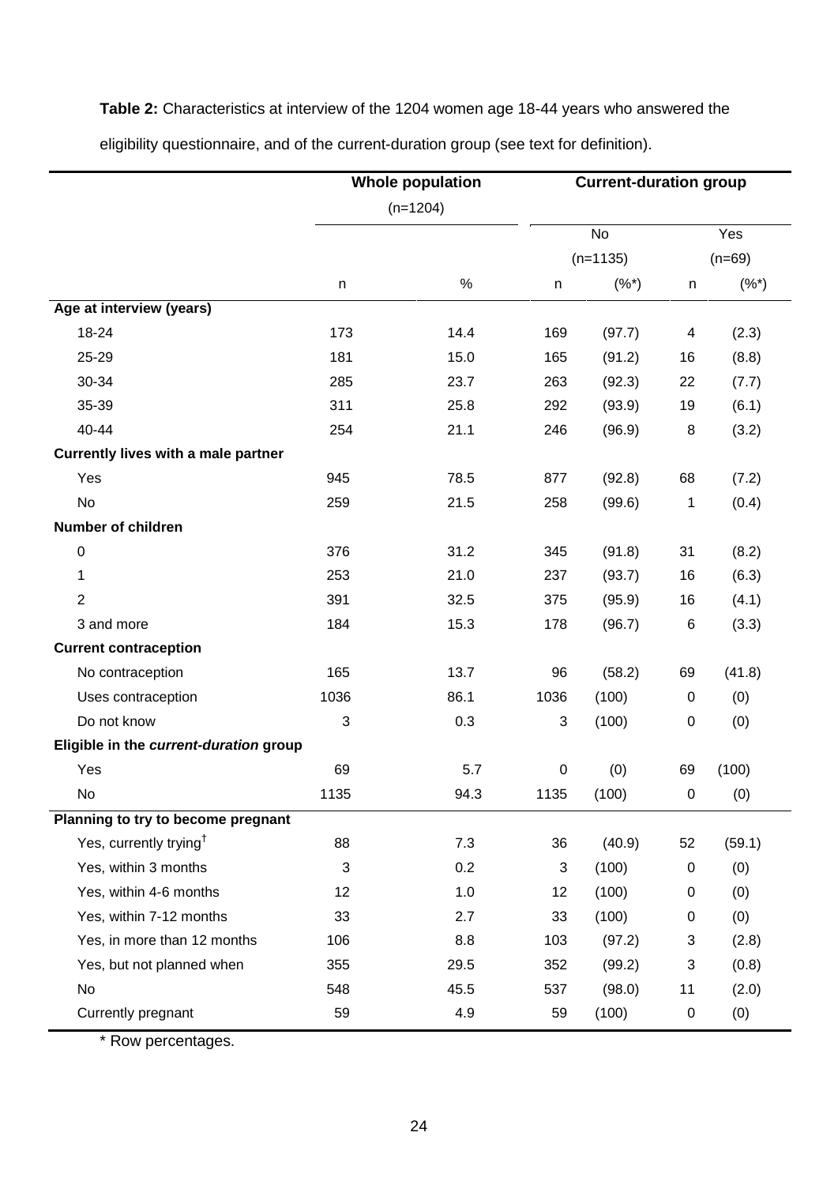**Table 2:** Characteristics at interview of the 1204 women age 18-44 years who answered the eligibility questionnaire, and of the current-duration group (see text for definition).

| | Whole population (n=1204) | | Current-duration group | | | |
|---|---|---|---|---|---|---|
| | | | No (n=1135) | | Yes (n=69) | |
| | n | % | n | (%*) | n | (%*) |
| **Age at interview (years)** | | | | | | |
| 18-24 | 173 | 14.4 | 169 | (97.7) | 4 | (2.3) |
| 25-29 | 181 | 15.0 | 165 | (91.2) | 16 | (8.8) |
| 30-34 | 285 | 23.7 | 263 | (92.3) | 22 | (7.7) |
| 35-39 | 311 | 25.8 | 292 | (93.9) | 19 | (6.1) |
| 40-44 | 254 | 21.1 | 246 | (96.9) | 8 | (3.2) |
| **Currently lives with a male partner** | | | | | | |
| Yes | 945 | 78.5 | 877 | (92.8) | 68 | (7.2) |
| No | 259 | 21.5 | 258 | (99.6) | 1 | (0.4) |
| **Number of children** | | | | | | |
| 0 | 376 | 31.2 | 345 | (91.8) | 31 | (8.2) |
| 1 | 253 | 21.0 | 237 | (93.7) | 16 | (6.3) |
| 2 | 391 | 32.5 | 375 | (95.9) | 16 | (4.1) |
| 3 and more | 184 | 15.3 | 178 | (96.7) | 6 | (3.3) |
| **Current contraception** | | | | | | |
| No contraception | 165 | 13.7 | 96 | (58.2) | 69 | (41.8) |
| Uses contraception | 1036 | 86.1 | 1036 | (100) | 0 | (0) |
| Do not know | 3 | 0.3 | 3 | (100) | 0 | (0) |
| **Eligible in the *current-duration* group** | | | | | | |
| Yes | 69 | 5.7 | 0 | (0) | 69 | (100) |
| No | 1135 | 94.3 | 1135 | (100) | 0 | (0) |
| **Planning to try to become pregnant** | | | | | | |
| Yes, currently trying[†] | 88 | 7.3 | 36 | (40.9) | 52 | (59.1) |
| Yes, within 3 months | 3 | 0.2 | 3 | (100) | 0 | (0) |
| Yes, within 4-6 months | 12 | 1.0 | 12 | (100) | 0 | (0) |
| Yes, within 7-12 months | 33 | 2.7 | 33 | (100) | 0 | (0) |
| Yes, in more than 12 months | 106 | 8.8 | 103 | (97.2) | 3 | (2.8) |
| Yes, but not planned when | 355 | 29.5 | 352 | (99.2) | 3 | (0.8) |
| No | 548 | 45.5 | 537 | (98.0) | 11 | (2.0) |
| Currently pregnant | 59 | 4.9 | 59 | (100) | 0 | (0) |

\* Row percentages.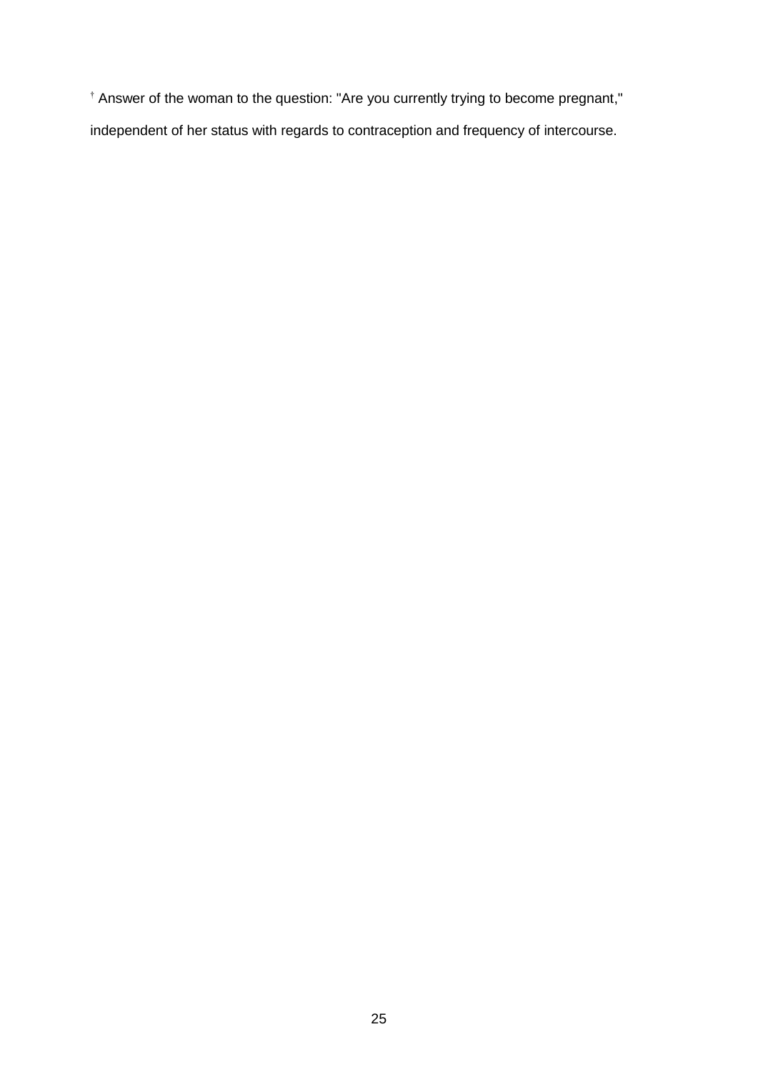† Answer of the woman to the question: "Are you currently trying to become pregnant," independent of her status with regards to contraception and frequency of intercourse.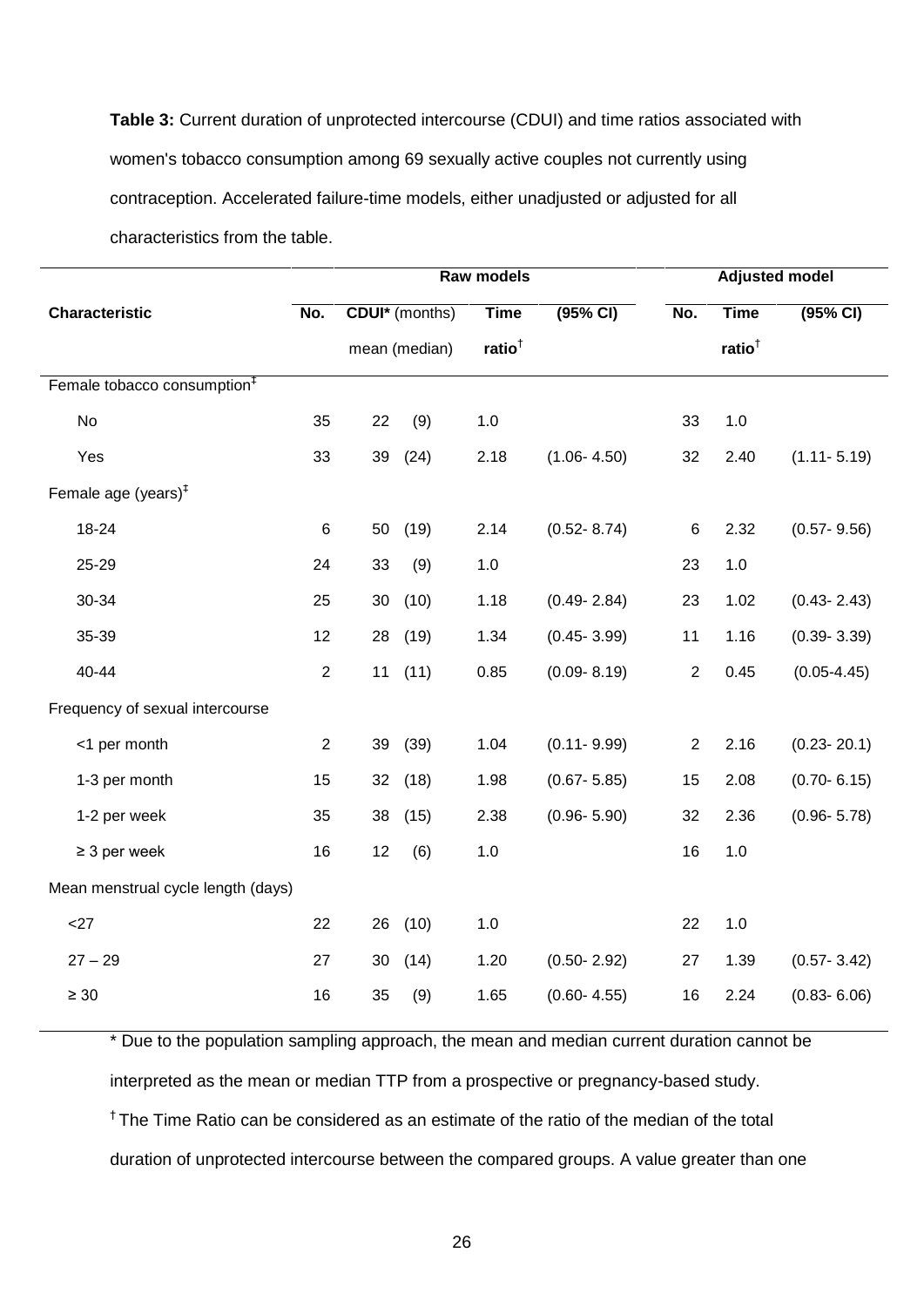**Table 3:** Current duration of unprotected intercourse (CDUI) and time ratios associated with women's tobacco consumption among 69 sexually active couples not currently using contraception. Accelerated failure-time models, either unadjusted or adjusted for all characteristics from the table.

| | Raw models | | | | Adjusted model | | |
|---|---|---|---|---|---|---|---|
| **Characteristic** | **No.** | **CDUI*** (months) mean (median) | **Time ratio**† | **(95% CI)** | **No.** | **Time ratio**† | **(95% CI)** |
| Female tobacco consumption‡ | | | | | | | |
| No | 35 | 22 (9) | 1.0 | | 33 | 1.0 | |
| Yes | 33 | 39 (24) | 2.18 | (1.06- 4.50) | 32 | 2.40 | (1.11- 5.19) |
| Female age (years)‡ | | | | | | | |
| 18-24 | 6 | 50 (19) | 2.14 | (0.52- 8.74) | 6 | 2.32 | (0.57- 9.56) |
| 25-29 | 24 | 33 (9) | 1.0 | | 23 | 1.0 | |
| 30-34 | 25 | 30 (10) | 1.18 | (0.49- 2.84) | 23 | 1.02 | (0.43- 2.43) |
| 35-39 | 12 | 28 (19) | 1.34 | (0.45- 3.99) | 11 | 1.16 | (0.39- 3.39) |
| 40-44 | 2 | 11 (11) | 0.85 | (0.09- 8.19) | 2 | 0.45 | (0.05-4.45) |
| Frequency of sexual intercourse | | | | | | | |
| <1 per month | 2 | 39 (39) | 1.04 | (0.11- 9.99) | 2 | 2.16 | (0.23- 20.1) |
| 1-3 per month | 15 | 32 (18) | 1.98 | (0.67- 5.85) | 15 | 2.08 | (0.70- 6.15) |
| 1-2 per week | 35 | 38 (15) | 2.38 | (0.96- 5.90) | 32 | 2.36 | (0.96- 5.78) |
| ≥ 3 per week | 16 | 12 (6) | 1.0 | | 16 | 1.0 | |
| Mean menstrual cycle length (days) | | | | | | | |
| <27 | 22 | 26 (10) | 1.0 | | 22 | 1.0 | |
| 27 – 29 | 27 | 30 (14) | 1.20 | (0.50- 2.92) | 27 | 1.39 | (0.57- 3.42) |
| ≥ 30 | 16 | 35 (9) | 1.65 | (0.60- 4.55) | 16 | 2.24 | (0.83- 6.06) |

\* Due to the population sampling approach, the mean and median current duration cannot be interpreted as the mean or median TTP from a prospective or pregnancy-based study.

† The Time Ratio can be considered as an estimate of the ratio of the median of the total duration of unprotected intercourse between the compared groups. A value greater than one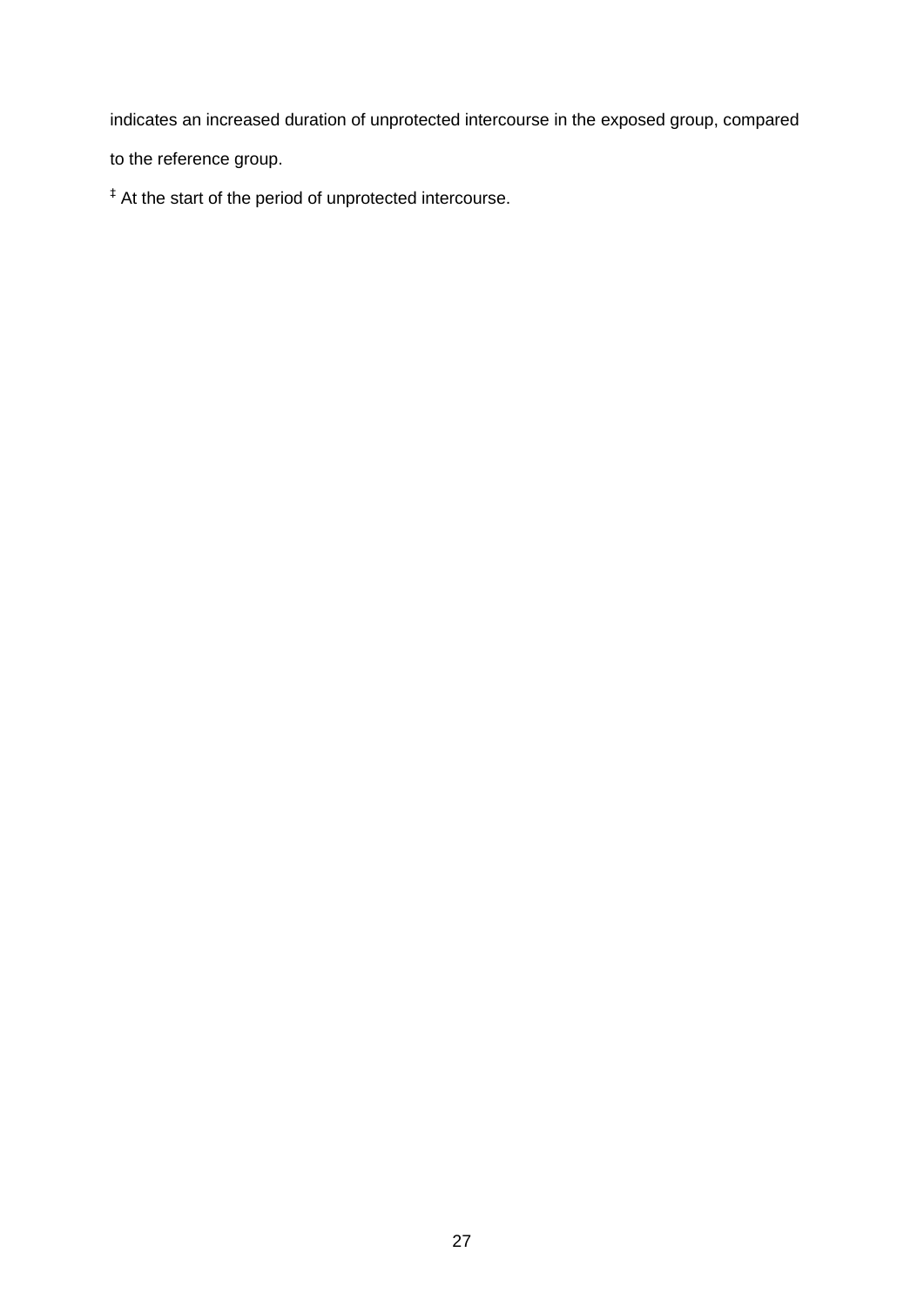indicates an increased duration of unprotected intercourse in the exposed group, compared to the reference group.

‡ At the start of the period of unprotected intercourse.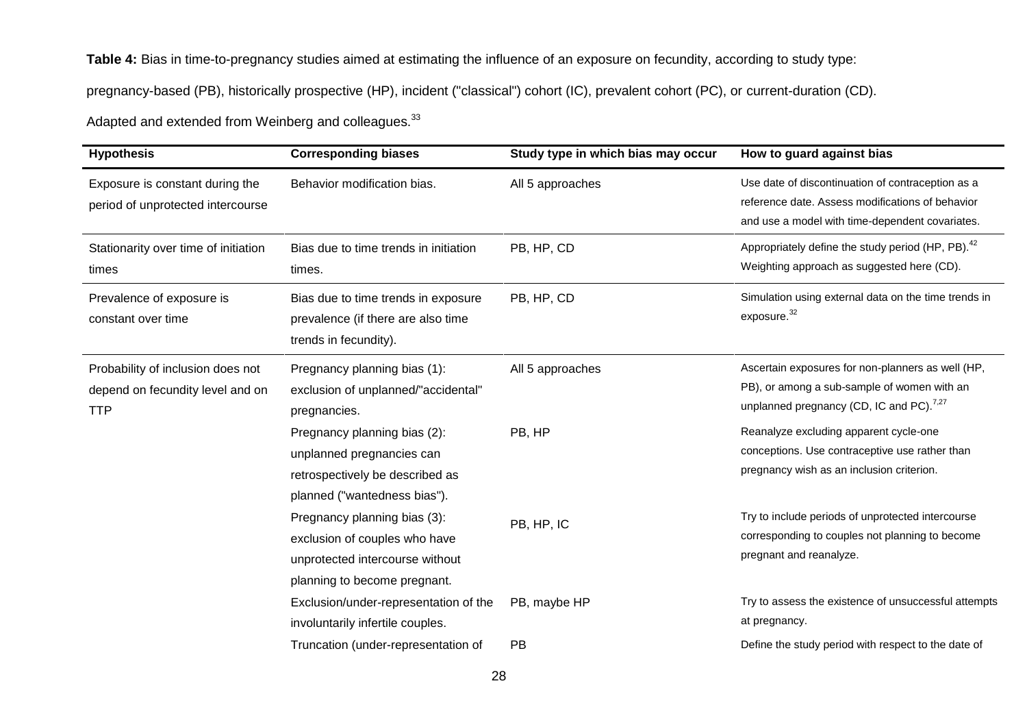**Table 4:** Bias in time-to-pregnancy studies aimed at estimating the influence of an exposure on fecundity, according to study type:

pregnancy-based (PB), historically prospective (HP), incident ("classical") cohort (IC), prevalent cohort (PC), or current-duration (CD).

Adapted and extended from Weinberg and colleagues.[33]

| Hypothesis | Corresponding biases | Study type in which bias may occur | How to guard against bias |
|---|---|---|---|
| Exposure is constant during the period of unprotected intercourse | Behavior modification bias. | All 5 approaches | Use date of discontinuation of contraception as a reference date. Assess modifications of behavior and use a model with time-dependent covariates. |
| Stationarity over time of initiation times | Bias due to time trends in initiation times. | PB, HP, CD | Appropriately define the study period (HP, PB).[42] Weighting approach as suggested here (CD). |
| Prevalence of exposure is constant over time | Bias due to time trends in exposure prevalence (if there are also time trends in fecundity). | PB, HP, CD | Simulation using external data on the time trends in exposure.[32] |
| Probability of inclusion does not depend on fecundity level and on TTP | Pregnancy planning bias (1): exclusion of unplanned/"accidental" pregnancies. | All 5 approaches | Ascertain exposures for non-planners as well (HP, PB), or among a sub-sample of women with an unplanned pregnancy (CD, IC and PC).[7,27] |
| | Pregnancy planning bias (2): unplanned pregnancies can retrospectively be described as planned ("wantedness bias"). | PB, HP | Reanalyze excluding apparent cycle-one conceptions. Use contraceptive use rather than pregnancy wish as an inclusion criterion. |
| | Pregnancy planning bias (3): exclusion of couples who have unprotected intercourse without planning to become pregnant. | PB, HP, IC | Try to include periods of unprotected intercourse corresponding to couples not planning to become pregnant and reanalyze. |
| | Exclusion/under-representation of the involuntarily infertile couples. | PB, maybe HP | Try to assess the existence of unsuccessful attempts at pregnancy. |
| | Truncation (under-representation of | PB | Define the study period with respect to the date of |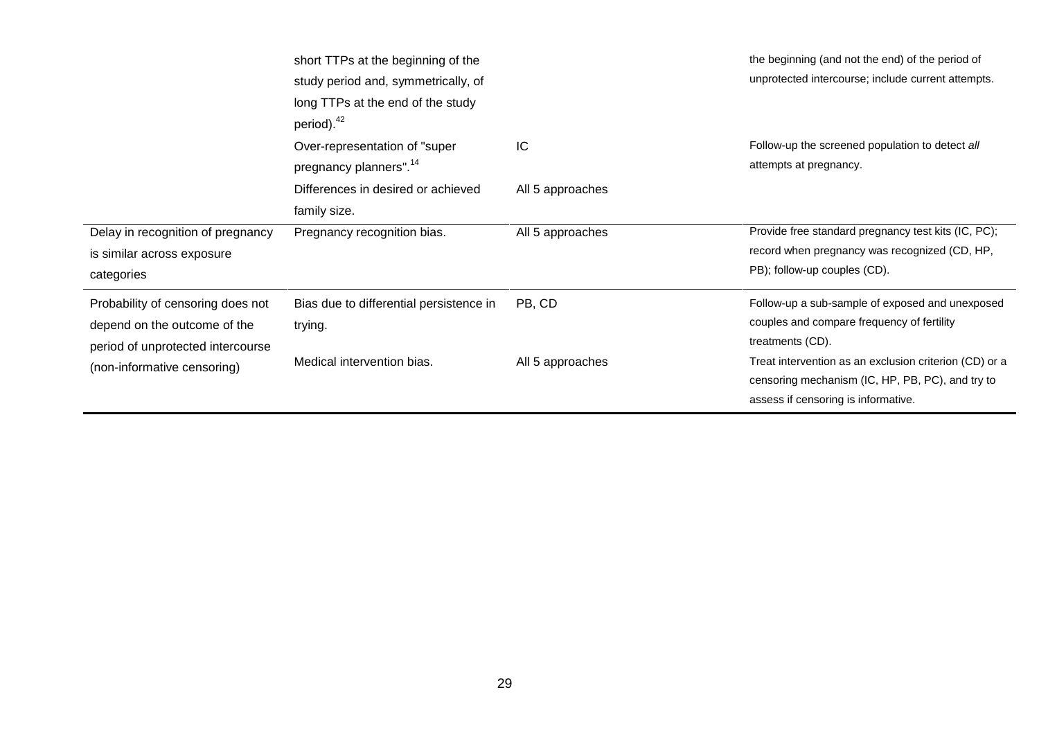| | | | |
|---|---|---|---|
| | short TTPs at the beginning of the study period and, symmetrically, of long TTPs at the end of the study period).[42] | | the beginning (and not the end) of the period of unprotected intercourse; include current attempts. |
| | Over-representation of "super pregnancy planners".[14] | IC | Follow-up the screened population to detect *all* attempts at pregnancy. |
| | Differences in desired or achieved family size. | All 5 approaches | |
| Delay in recognition of pregnancy is similar across exposure categories | Pregnancy recognition bias. | All 5 approaches | Provide free standard pregnancy test kits (IC, PC); record when pregnancy was recognized (CD, HP, PB); follow-up couples (CD). |
| Probability of censoring does not depend on the outcome of the period of unprotected intercourse (non-informative censoring) | Bias due to differential persistence in trying. | PB, CD | Follow-up a sub-sample of exposed and unexposed couples and compare frequency of fertility treatments (CD). |
| | Medical intervention bias. | All 5 approaches | Treat intervention as an exclusion criterion (CD) or a censoring mechanism (IC, HP, PB, PC), and try to assess if censoring is informative. |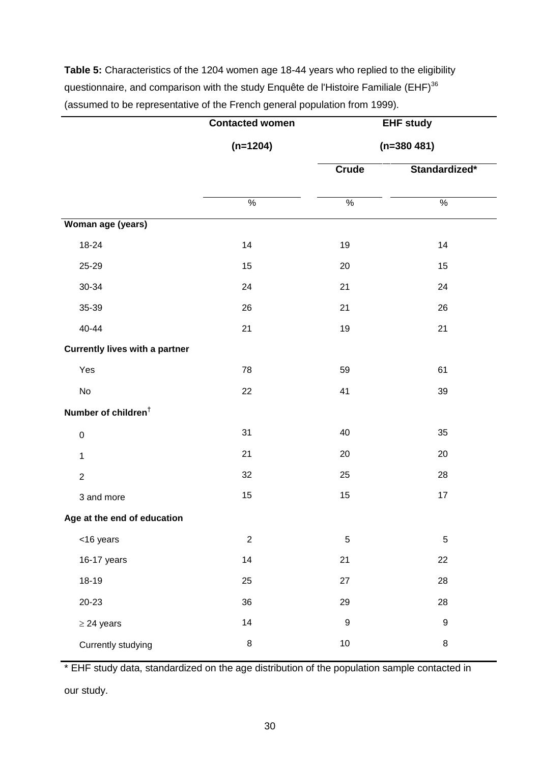**Table 5:** Characteristics of the 1204 women age 18-44 years who replied to the eligibility questionnaire, and comparison with the study Enquête de l'Histoire Familiale (EHF)[36] (assumed to be representative of the French general population from 1999).

| | Contacted women | EHF study | |
|---|---|---|---|
| | (n=1204) | (n=380 481) | |
| | | Crude | Standardized* |
| | % | % | % |
| **Woman age (years)** | | | |
| 18-24 | 14 | 19 | 14 |
| 25-29 | 15 | 20 | 15 |
| 30-34 | 24 | 21 | 24 |
| 35-39 | 26 | 21 | 26 |
| 40-44 | 21 | 19 | 21 |
| **Currently lives with a partner** | | | |
| Yes | 78 | 59 | 61 |
| No | 22 | 41 | 39 |
| **Number of children**† | | | |
| 0 | 31 | 40 | 35 |
| 1 | 21 | 20 | 20 |
| 2 | 32 | 25 | 28 |
| 3 and more | 15 | 15 | 17 |
| **Age at the end of education** | | | |
| <16 years | 2 | 5 | 5 |
| 16-17 years | 14 | 21 | 22 |
| 18-19 | 25 | 27 | 28 |
| 20-23 | 36 | 29 | 28 |
| ≥ 24 years | 14 | 9 | 9 |
| Currently studying | 8 | 10 | 8 |

\* EHF study data, standardized on the age distribution of the population sample contacted in our study.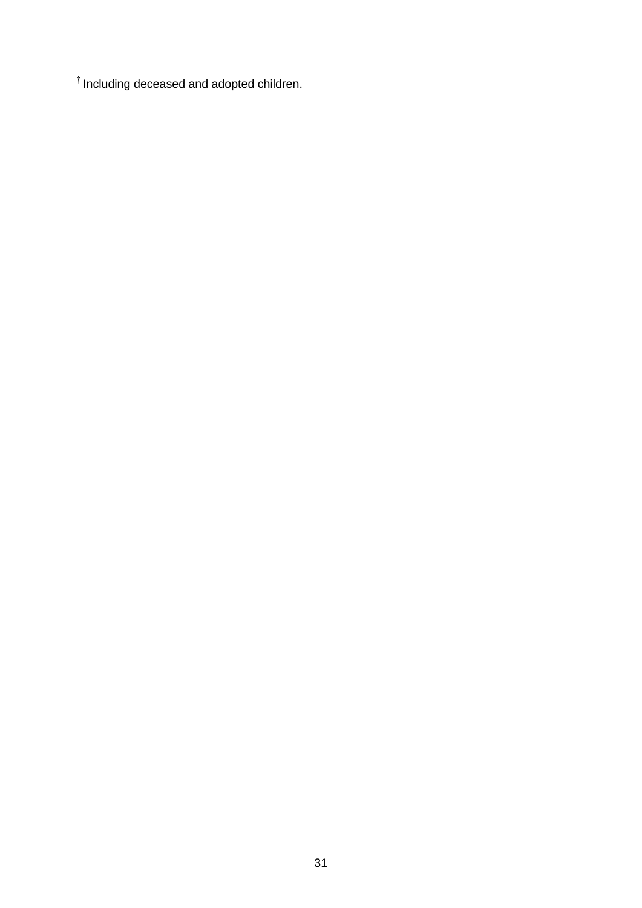† Including deceased and adopted children.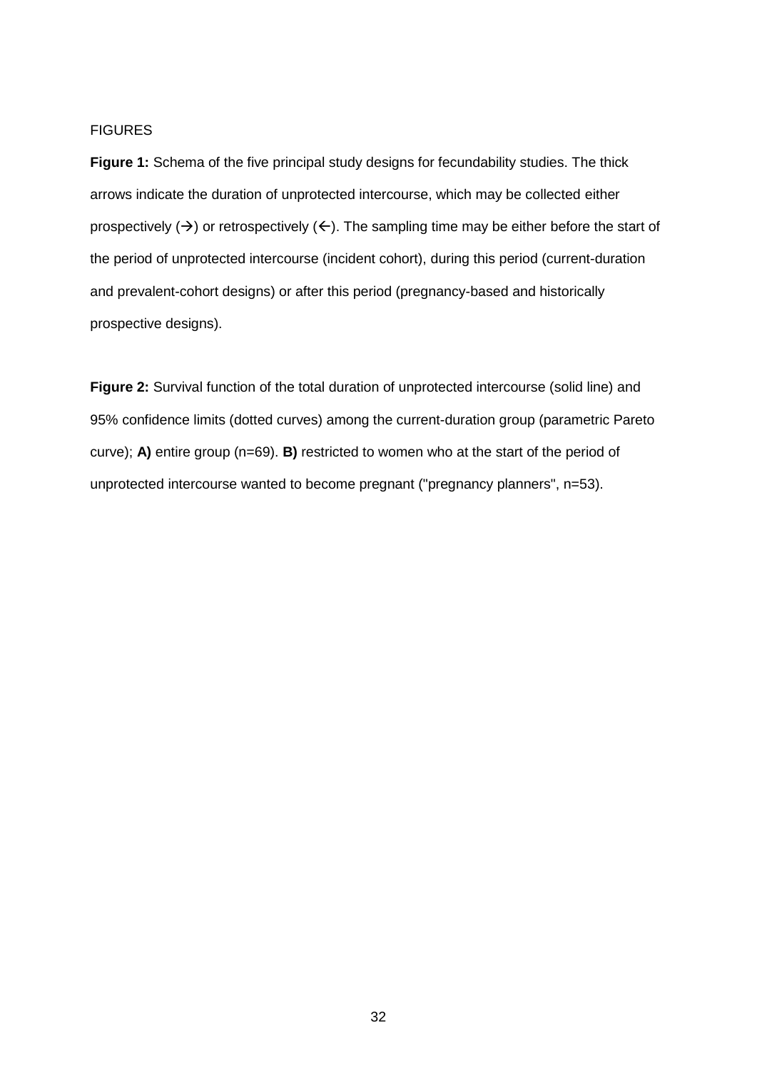FIGURES

**Figure 1:** Schema of the five principal study designs for fecundability studies. The thick arrows indicate the duration of unprotected intercourse, which may be collected either prospectively (→) or retrospectively (←). The sampling time may be either before the start of the period of unprotected intercourse (incident cohort), during this period (current-duration and prevalent-cohort designs) or after this period (pregnancy-based and historically prospective designs).

**Figure 2:** Survival function of the total duration of unprotected intercourse (solid line) and 95% confidence limits (dotted curves) among the current-duration group (parametric Pareto curve); **A)** entire group (n=69). **B)** restricted to women who at the start of the period of unprotected intercourse wanted to become pregnant ("pregnancy planners", n=53).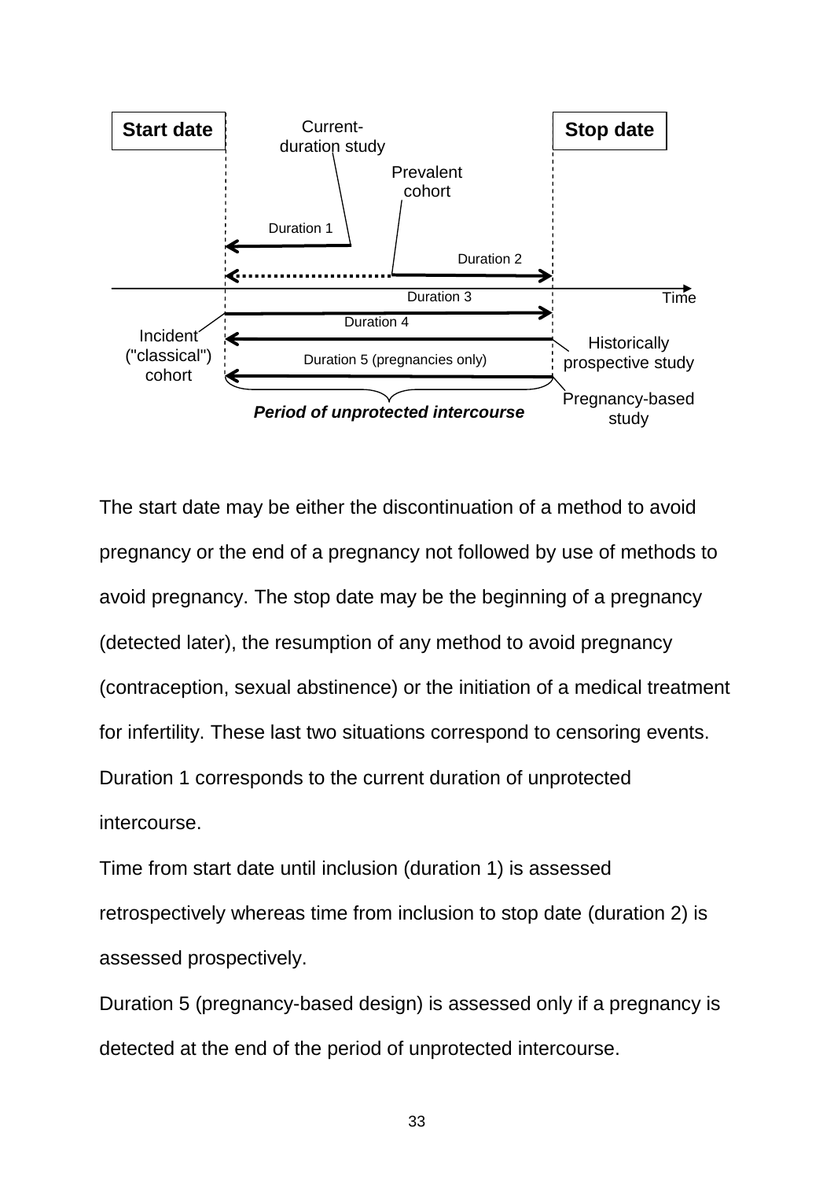Start date

Current-duration study

Stop date

Prevalent cohort

Duration 1

Duration 2

Duration 3

Time

Duration 4

Incident ("classical") cohort

Historically prospective study

Duration 5 (pregnancies only)

Pregnancy-based study

***Period of unprotected intercourse***

The start date may be either the discontinuation of a method to avoid pregnancy or the end of a pregnancy not followed by use of methods to avoid pregnancy. The stop date may be the beginning of a pregnancy (detected later), the resumption of any method to avoid pregnancy (contraception, sexual abstinence) or the initiation of a medical treatment for infertility. These last two situations correspond to censoring events. Duration 1 corresponds to the current duration of unprotected intercourse.

Time from start date until inclusion (duration 1) is assessed retrospectively whereas time from inclusion to stop date (duration 2) is assessed prospectively.

Duration 5 (pregnancy-based design) is assessed only if a pregnancy is detected at the end of the period of unprotected intercourse.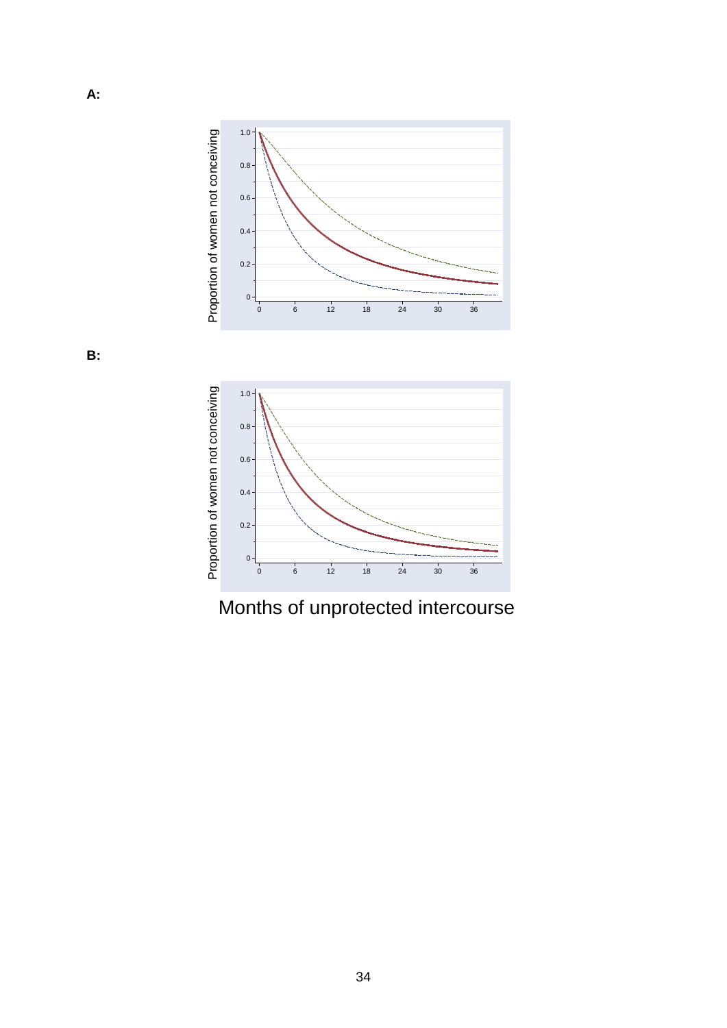**A:**

Proportion of women not conceiving

1.0
0.8
0.6
0.4
0.2
0

0 6 12 18 24 30 36

**B:**

Proportion of women not conceiving

1.0
0.8
0.6
0.4
0.2
0

0 6 12 18 24 30 36

Months of unprotected intercourse